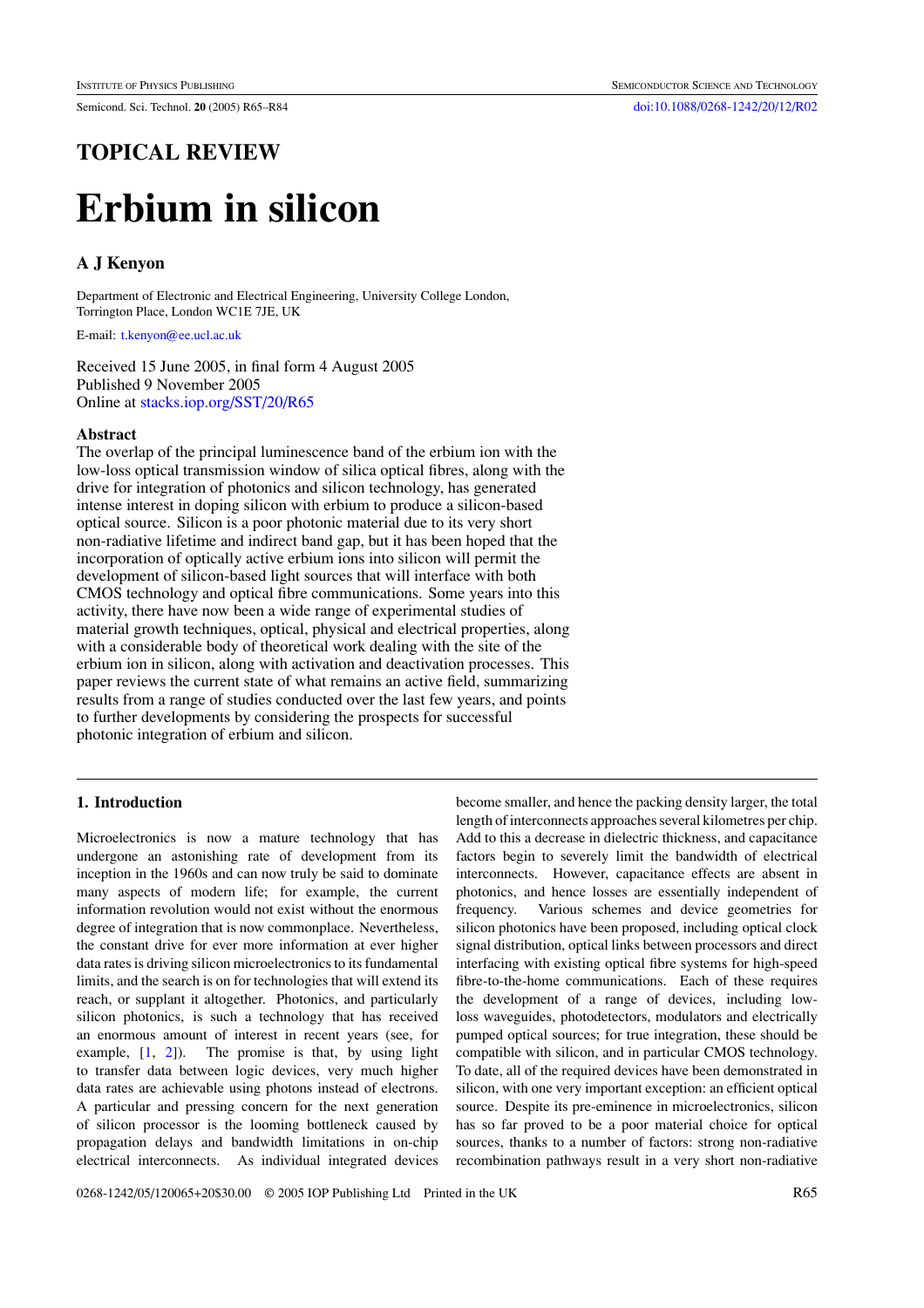## TOPICAL REVIEW

# Erbium in silicon

**A J Kenyon**

Department of Electronic and Electrical Engineering, University College London, Torrington Place, London WC1E 7JE, UK

E-mail: t.kenyon@ee.ucl.ac.uk

Received 15 June 2005, in final form 4 August 2005
Published 9 November 2005
Online at stacks.iop.org/SST/20/R65

### Abstract

The overlap of the principal luminescence band of the erbium ion with the low-loss optical transmission window of silica optical fibres, along with the drive for integration of photonics and silicon technology, has generated intense interest in doping silicon with erbium to produce a silicon-based optical source. Silicon is a poor photonic material due to its very short non-radiative lifetime and indirect band gap, but it has been hoped that the incorporation of optically active erbium ions into silicon will permit the development of silicon-based light sources that will interface with both CMOS technology and optical fibre communications. Some years into this activity, there have now been a wide range of experimental studies of material growth techniques, optical, physical and electrical properties, along with a considerable body of theoretical work dealing with the site of the erbium ion in silicon, along with activation and deactivation processes. This paper reviews the current state of what remains an active field, summarizing results from a range of studies conducted over the last few years, and points to further developments by considering the prospects for successful photonic integration of erbium and silicon.

## 1. Introduction

Microelectronics is now a mature technology that has undergone an astonishing rate of development from its inception in the 1960s and can now truly be said to dominate many aspects of modern life; for example, the current information revolution would not exist without the enormous degree of integration that is now commonplace. Nevertheless, the constant drive for ever more information at ever higher data rates is driving silicon microelectronics to its fundamental limits, and the search is on for technologies that will extend its reach, or supplant it altogether. Photonics, and particularly silicon photonics, is such a technology that has received an enormous amount of interest in recent years (see, for example, [1, 2]). The promise is that, by using light to transfer data between logic devices, very much higher data rates are achievable using photons instead of electrons. A particular and pressing concern for the next generation of silicon processor is the looming bottleneck caused by propagation delays and bandwidth limitations in on-chip electrical interconnects. As individual integrated devices become smaller, and hence the packing density larger, the total length of interconnects approaches several kilometres per chip. Add to this a decrease in dielectric thickness, and capacitance factors begin to severely limit the bandwidth of electrical interconnects. However, capacitance effects are absent in photonics, and hence losses are essentially independent of frequency. Various schemes and device geometries for silicon photonics have been proposed, including optical clock signal distribution, optical links between processors and direct interfacing with existing optical fibre systems for high-speed fibre-to-the-home communications. Each of these requires the development of a range of devices, including low-loss waveguides, photodetectors, modulators and electrically pumped optical sources; for true integration, these should be compatible with silicon, and in particular CMOS technology. To date, all of the required devices have been demonstrated in silicon, with one very important exception: an efficient optical source. Despite its pre-eminence in microelectronics, silicon has so far proved to be a poor material choice for optical sources, thanks to a number of factors: strong non-radiative recombination pathways result in a very short non-radiative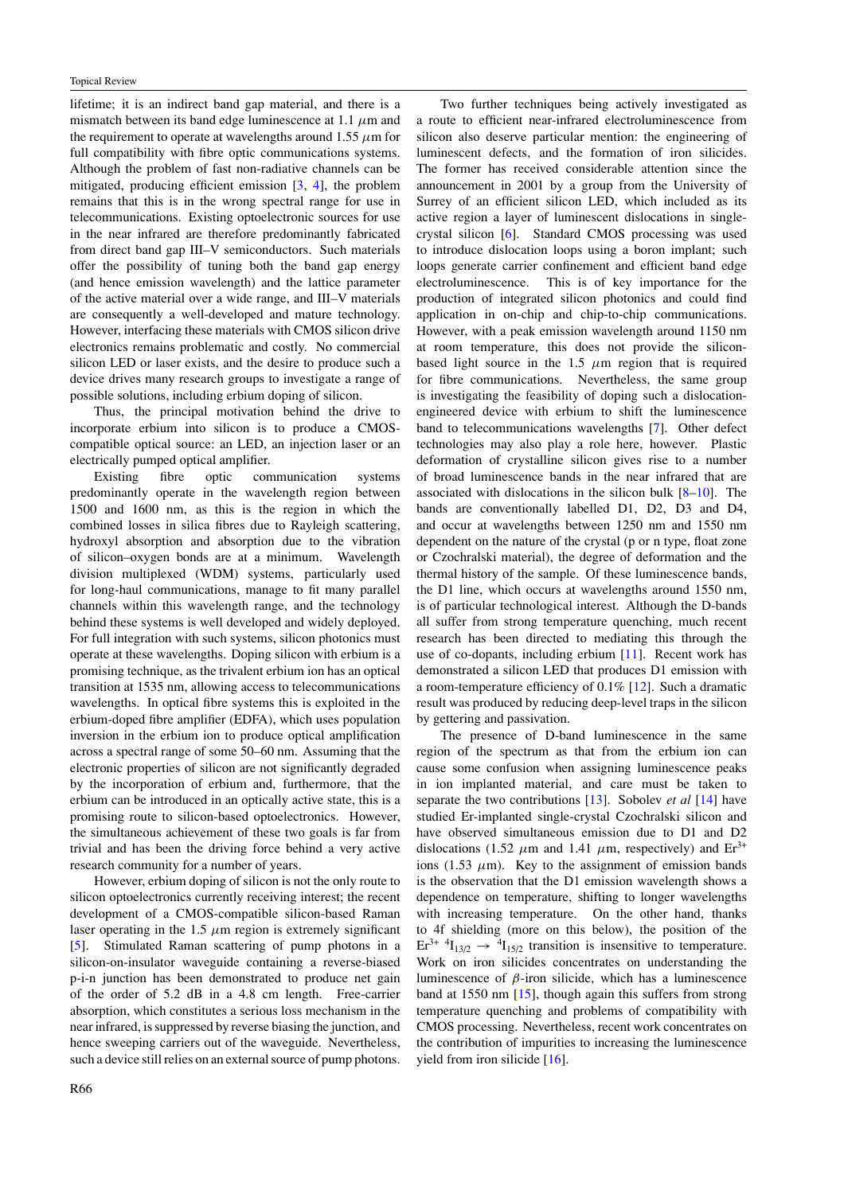lifetime; it is an indirect band gap material, and there is a mismatch between its band edge luminescence at 1.1 $\mu$m and the requirement to operate at wavelengths around 1.55 $\mu$m for full compatibility with fibre optic communications systems. Although the problem of fast non-radiative channels can be mitigated, producing efficient emission [3, 4], the problem remains that this is in the wrong spectral range for use in telecommunications. Existing optoelectronic sources for use in the near infrared are therefore predominantly fabricated from direct band gap III–V semiconductors. Such materials offer the possibility of tuning both the band gap energy (and hence emission wavelength) and the lattice parameter of the active material over a wide range, and III–V materials are consequently a well-developed and mature technology. However, interfacing these materials with CMOS silicon drive electronics remains problematic and costly. No commercial silicon LED or laser exists, and the desire to produce such a device drives many research groups to investigate a range of possible solutions, including erbium doping of silicon.

Thus, the principal motivation behind the drive to incorporate erbium into silicon is to produce a CMOS-compatible optical source: an LED, an injection laser or an electrically pumped optical amplifier.

Existing fibre optic communication systems predominantly operate in the wavelength region between 1500 and 1600 nm, as this is the region in which the combined losses in silica fibres due to Rayleigh scattering, hydroxyl absorption and absorption due to the vibration of silicon–oxygen bonds are at a minimum. Wavelength division multiplexed (WDM) systems, particularly used for long-haul communications, manage to fit many parallel channels within this wavelength range, and the technology behind these systems is well developed and widely deployed. For full integration with such systems, silicon photonics must operate at these wavelengths. Doping silicon with erbium is a promising technique, as the trivalent erbium ion has an optical transition at 1535 nm, allowing access to telecommunications wavelengths. In optical fibre systems this is exploited in the erbium-doped fibre amplifier (EDFA), which uses population inversion in the erbium ion to produce optical amplification across a spectral range of some 50–60 nm. Assuming that the electronic properties of silicon are not significantly degraded by the incorporation of erbium and, furthermore, that the erbium can be introduced in an optically active state, this is a promising route to silicon-based optoelectronics. However, the simultaneous achievement of these two goals is far from trivial and has been the driving force behind a very active research community for a number of years.

However, erbium doping of silicon is not the only route to silicon optoelectronics currently receiving interest; the recent development of a CMOS-compatible silicon-based Raman laser operating in the 1.5 $\mu$m region is extremely significant [5]. Stimulated Raman scattering of pump photons in a silicon-on-insulator waveguide containing a reverse-biased p-i-n junction has been demonstrated to produce net gain of the order of 5.2 dB in a 4.8 cm length. Free-carrier absorption, which constitutes a serious loss mechanism in the near infrared, is suppressed by reverse biasing the junction, and hence sweeping carriers out of the waveguide. Nevertheless, such a device still relies on an external source of pump photons.

Two further techniques being actively investigated as a route to efficient near-infrared electroluminescence from silicon also deserve particular mention: the engineering of luminescent defects, and the formation of iron silicides. The former has received considerable attention since the announcement in 2001 by a group from the University of Surrey of an efficient silicon LED, which included as its active region a layer of luminescent dislocations in single-crystal silicon [6]. Standard CMOS processing was used to introduce dislocation loops using a boron implant; such loops generate carrier confinement and efficient band edge electroluminescence. This is of key importance for the production of integrated silicon photonics and could find application in on-chip and chip-to-chip communications. However, with a peak emission wavelength around 1150 nm at room temperature, this does not provide the silicon-based light source in the 1.5 $\mu$m region that is required for fibre communications. Nevertheless, the same group is investigating the feasibility of doping such a dislocation-engineered device with erbium to shift the luminescence band to telecommunications wavelengths [7]. Other defect technologies may also play a role here, however. Plastic deformation of crystalline silicon gives rise to a number of broad luminescence bands in the near infrared that are associated with dislocations in the silicon bulk [8–10]. The bands are conventionally labelled D1, D2, D3 and D4, and occur at wavelengths between 1250 nm and 1550 nm dependent on the nature of the crystal (p or n type, float zone or Czochralski material), the degree of deformation and the thermal history of the sample. Of these luminescence bands, the D1 line, which occurs at wavelengths around 1550 nm, is of particular technological interest. Although the D-bands all suffer from strong temperature quenching, much recent research has been directed to mediating this through the use of co-dopants, including erbium [11]. Recent work has demonstrated a silicon LED that produces D1 emission with a room-temperature efficiency of 0.1% [12]. Such a dramatic result was produced by reducing deep-level traps in the silicon by gettering and passivation.

The presence of D-band luminescence in the same region of the spectrum as that from the erbium ion can cause some confusion when assigning luminescence peaks in ion implanted material, and care must be taken to separate the two contributions [13]. Sobolev *et al* [14] have studied Er-implanted single-crystal Czochralski silicon and have observed simultaneous emission due to D1 and D2 dislocations (1.52 $\mu$m and 1.41 $\mu$m, respectively) and $Er^{3+}$ ions (1.53 $\mu$m). Key to the assignment of emission bands is the observation that the D1 emission wavelength shows a dependence on temperature, shifting to longer wavelengths with increasing temperature. On the other hand, thanks to 4f shielding (more on this below), the position of the $Er^{3+}$ $^4I_{13/2} \rightarrow {}^4I_{15/2}$ transition is insensitive to temperature. Work on iron silicides concentrates on understanding the luminescence of $\beta$-iron silicide, which has a luminescence band at 1550 nm [15], though again this suffers from strong temperature quenching and problems of compatibility with CMOS processing. Nevertheless, recent work concentrates on the contribution of impurities to increasing the luminescence yield from iron silicide [16].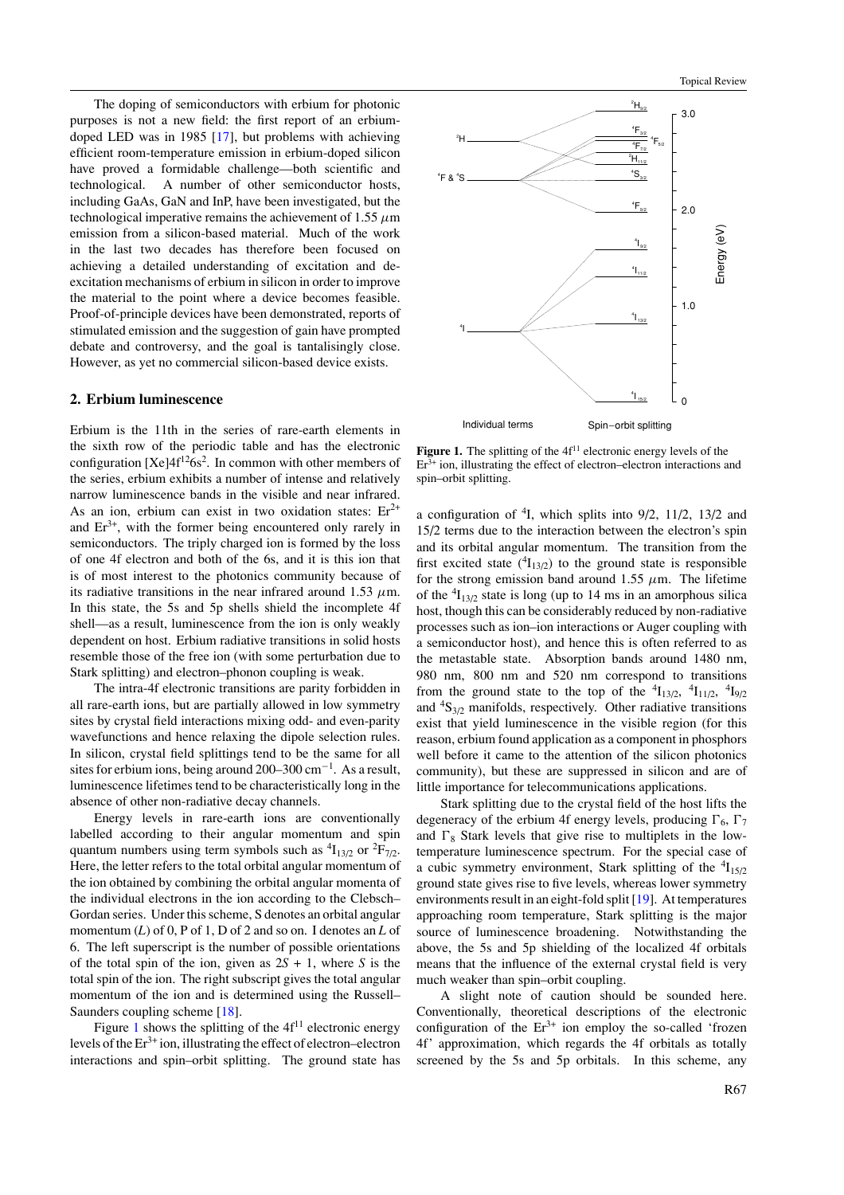The doping of semiconductors with erbium for photonic purposes is not a new field: the first report of an erbium-doped LED was in 1985 [17], but problems with achieving efficient room-temperature emission in erbium-doped silicon have proved a formidable challenge—both scientific and technological. A number of other semiconductor hosts, including GaAs, GaN and InP, have been investigated, but the technological imperative remains the achievement of 1.55 $\mu$m emission from a silicon-based material. Much of the work in the last two decades has therefore been focused on achieving a detailed understanding of excitation and de-excitation mechanisms of erbium in silicon in order to improve the material to the point where a device becomes feasible. Proof-of-principle devices have been demonstrated, reports of stimulated emission and the suggestion of gain have prompted debate and controversy, and the goal is tantalisingly close. However, as yet no commercial silicon-based device exists.

## 2. Erbium luminescence

Erbium is the 11th in the series of rare-earth elements in the sixth row of the periodic table and has the electronic configuration [Xe]$4f^{12}6s^2$. In common with other members of the series, erbium exhibits a number of intense and relatively narrow luminescence bands in the visible and near infrared. As an ion, erbium can exist in two oxidation states: $Er^{2+}$ and $Er^{3+}$, with the former being encountered only rarely in semiconductors. The triply charged ion is formed by the loss of one 4f electron and both of the 6s, and it is this ion that is of most interest to the photonics community because of its radiative transitions in the near infrared around 1.53 $\mu$m. In this state, the 5s and 5p shells shield the incomplete 4f shell—as a result, luminescence from the ion is only weakly dependent on host. Erbium radiative transitions in solid hosts resemble those of the free ion (with some perturbation due to Stark splitting) and electron–phonon coupling is weak.

The intra-4f electronic transitions are parity forbidden in all rare-earth ions, but are partially allowed in low symmetry sites by crystal field interactions mixing odd- and even-parity wavefunctions and hence relaxing the dipole selection rules. In silicon, crystal field splittings tend to be the same for all sites for erbium ions, being around 200–300 $cm^{-1}$. As a result, luminescence lifetimes tend to be characteristically long in the absence of other non-radiative decay channels.

Energy levels in rare-earth ions are conventionally labelled according to their angular momentum and spin quantum numbers using term symbols such as $^4I_{13/2}$ or $^2F_{7/2}$. Here, the letter refers to the total orbital angular momentum of the ion obtained by combining the orbital angular momenta of the individual electrons in the ion according to the Clebsch–Gordan series. Under this scheme, S denotes an orbital angular momentum ($L$) of 0, P of 1, D of 2 and so on. I denotes an $L$ of 6. The left superscript is the number of possible orientations of the total spin of the ion, given as $2S + 1$, where $S$ is the total spin of the ion. The right subscript gives the total angular momentum of the ion and is determined using the Russell–Saunders coupling scheme [18].

Figure 1 shows the splitting of the $4f^{11}$ electronic energy levels of the $Er^{3+}$ ion, illustrating the effect of electron–electron interactions and spin–orbit splitting. The ground state has a configuration of $^4I$, which splits into 9/2, 11/2, 13/2 and 15/2 terms due to the interaction between the electron's spin and its orbital angular momentum. The transition from the first excited state ($^4I_{13/2}$) to the ground state is responsible for the strong emission band around 1.55 $\mu$m. The lifetime of the $^4I_{13/2}$ state is long (up to 14 ms in an amorphous silica host, though this can be considerably reduced by non-radiative processes such as ion–ion interactions or Auger coupling with a semiconductor host), and hence this is often referred to as the metastable state. Absorption bands around 1480 nm, 980 nm, 800 nm and 520 nm correspond to transitions from the ground state to the top of the $^4I_{13/2}$, $^4I_{11/2}$, $^4I_{9/2}$ and $^4S_{3/2}$ manifolds, respectively. Other radiative transitions exist that yield luminescence in the visible region (for this reason, erbium found application as a component in phosphors well before it came to the attention of the silicon photonics community), but these are suppressed in silicon and are of little importance for telecommunications applications.

**Figure 1.** The splitting of the $4f^{11}$ electronic energy levels of the $Er^{3+}$ ion, illustrating the effect of electron–electron interactions and spin–orbit splitting.

Stark splitting due to the crystal field of the host lifts the degeneracy of the erbium 4f energy levels, producing $\Gamma_6$, $\Gamma_7$ and $\Gamma_8$ Stark levels that give rise to multiplets in the low-temperature luminescence spectrum. For the special case of a cubic symmetry environment, Stark splitting of the $^4I_{15/2}$ ground state gives rise to five levels, whereas lower symmetry environments result in an eight-fold split [19]. At temperatures approaching room temperature, Stark splitting is the major source of luminescence broadening. Notwithstanding the above, the 5s and 5p shielding of the localized 4f orbitals means that the influence of the external crystal field is very much weaker than spin–orbit coupling.

A slight note of caution should be sounded here. Conventionally, theoretical descriptions of the electronic configuration of the $Er^{3+}$ ion employ the so-called 'frozen 4f' approximation, which regards the 4f orbitals as totally screened by the 5s and 5p orbitals. In this scheme, any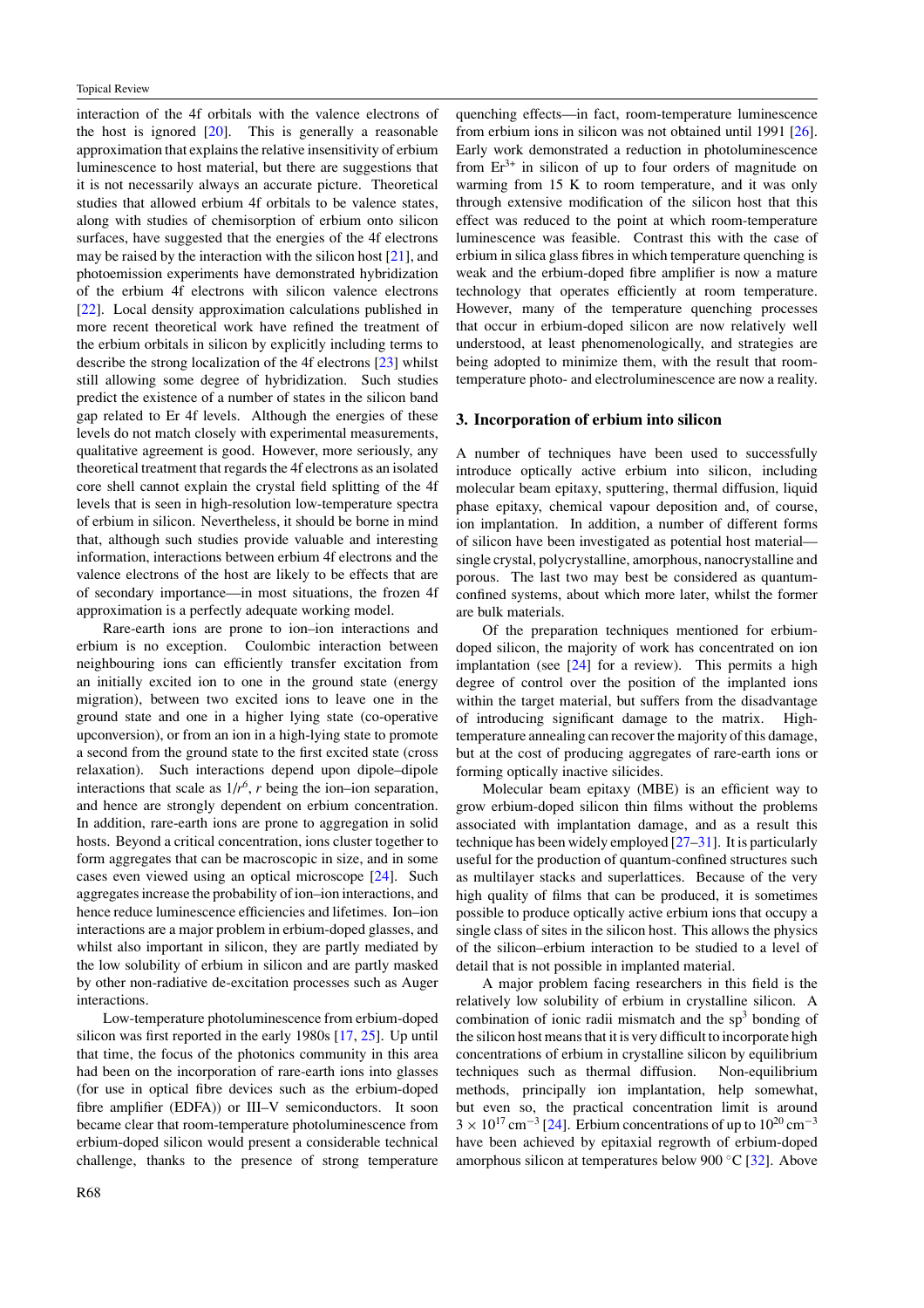interaction of the 4f orbitals with the valence electrons of the host is ignored [20]. This is generally a reasonable approximation that explains the relative insensitivity of erbium luminescence to host material, but there are suggestions that it is not necessarily always an accurate picture. Theoretical studies that allowed erbium 4f orbitals to be valence states, along with studies of chemisorption of erbium onto silicon surfaces, have suggested that the energies of the 4f electrons may be raised by the interaction with the silicon host [21], and photoemission experiments have demonstrated hybridization of the erbium 4f electrons with silicon valence electrons [22]. Local density approximation calculations published in more recent theoretical work have refined the treatment of the erbium orbitals in silicon by explicitly including terms to describe the strong localization of the 4f electrons [23] whilst still allowing some degree of hybridization. Such studies predict the existence of a number of states in the silicon band gap related to Er 4f levels. Although the energies of these levels do not match closely with experimental measurements, qualitative agreement is good. However, more seriously, any theoretical treatment that regards the 4f electrons as an isolated core shell cannot explain the crystal field splitting of the 4f levels that is seen in high-resolution low-temperature spectra of erbium in silicon. Nevertheless, it should be borne in mind that, although such studies provide valuable and interesting information, interactions between erbium 4f electrons and the valence electrons of the host are likely to be effects that are of secondary importance—in most situations, the frozen 4f approximation is a perfectly adequate working model.

Rare-earth ions are prone to ion–ion interactions and erbium is no exception. Coulombic interaction between neighbouring ions can efficiently transfer excitation from an initially excited ion to one in the ground state (energy migration), between two excited ions to leave one in the ground state and one in a higher lying state (co-operative upconversion), or from an ion in a high-lying state to promote a second from the ground state to the first excited state (cross relaxation). Such interactions depend upon dipole–dipole interactions that scale as $1/r^6$, $r$ being the ion–ion separation, and hence are strongly dependent on erbium concentration. In addition, rare-earth ions are prone to aggregation in solid hosts. Beyond a critical concentration, ions cluster together to form aggregates that can be macroscopic in size, and in some cases even viewed using an optical microscope [24]. Such aggregates increase the probability of ion–ion interactions, and hence reduce luminescence efficiencies and lifetimes. Ion–ion interactions are a major problem in erbium-doped glasses, and whilst also important in silicon, they are partly mediated by the low solubility of erbium in silicon and are partly masked by other non-radiative de-excitation processes such as Auger interactions.

Low-temperature photoluminescence from erbium-doped silicon was first reported in the early 1980s [17, 25]. Up until that time, the focus of the photonics community in this area had been on the incorporation of rare-earth ions into glasses (for use in optical fibre devices such as the erbium-doped fibre amplifier (EDFA)) or III–V semiconductors. It soon became clear that room-temperature photoluminescence from erbium-doped silicon would present a considerable technical challenge, thanks to the presence of strong temperature quenching effects—in fact, room-temperature luminescence from erbium ions in silicon was not obtained until 1991 [26]. Early work demonstrated a reduction in photoluminescence from $Er^{3+}$ in silicon of up to four orders of magnitude on warming from 15 K to room temperature, and it was only through extensive modification of the silicon host that this effect was reduced to the point at which room-temperature luminescence was feasible. Contrast this with the case of erbium in silica glass fibres in which temperature quenching is weak and the erbium-doped fibre amplifier is now a mature technology that operates efficiently at room temperature. However, many of the temperature quenching processes that occur in erbium-doped silicon are now relatively well understood, at least phenomenologically, and strategies are being adopted to minimize them, with the result that room-temperature photo- and electroluminescence are now a reality.

## 3. Incorporation of erbium into silicon

A number of techniques have been used to successfully introduce optically active erbium into silicon, including molecular beam epitaxy, sputtering, thermal diffusion, liquid phase epitaxy, chemical vapour deposition and, of course, ion implantation. In addition, a number of different forms of silicon have been investigated as potential host material—single crystal, polycrystalline, amorphous, nanocrystalline and porous. The last two may best be considered as quantum-confined systems, about which more later, whilst the former are bulk materials.

Of the preparation techniques mentioned for erbium-doped silicon, the majority of work has concentrated on ion implantation (see [24] for a review). This permits a high degree of control over the position of the implanted ions within the target material, but suffers from the disadvantage of introducing significant damage to the matrix. High-temperature annealing can recover the majority of this damage, but at the cost of producing aggregates of rare-earth ions or forming optically inactive silicides.

Molecular beam epitaxy (MBE) is an efficient way to grow erbium-doped silicon thin films without the problems associated with implantation damage, and as a result this technique has been widely employed [27–31]. It is particularly useful for the production of quantum-confined structures such as multilayer stacks and superlattices. Because of the very high quality of films that can be produced, it is sometimes possible to produce optically active erbium ions that occupy a single class of sites in the silicon host. This allows the physics of the silicon–erbium interaction to be studied to a level of detail that is not possible in implanted material.

A major problem facing researchers in this field is the relatively low solubility of erbium in crystalline silicon. A combination of ionic radii mismatch and the $sp^3$ bonding of the silicon host means that it is very difficult to incorporate high concentrations of erbium in crystalline silicon by equilibrium techniques such as thermal diffusion. Non-equilibrium methods, principally ion implantation, help somewhat, but even so, the practical concentration limit is around $3 \times 10^{17}$ cm$^{-3}$ [24]. Erbium concentrations of up to $10^{20}$ cm$^{-3}$ have been achieved by epitaxial regrowth of erbium-doped amorphous silicon at temperatures below 900 °C [32]. Above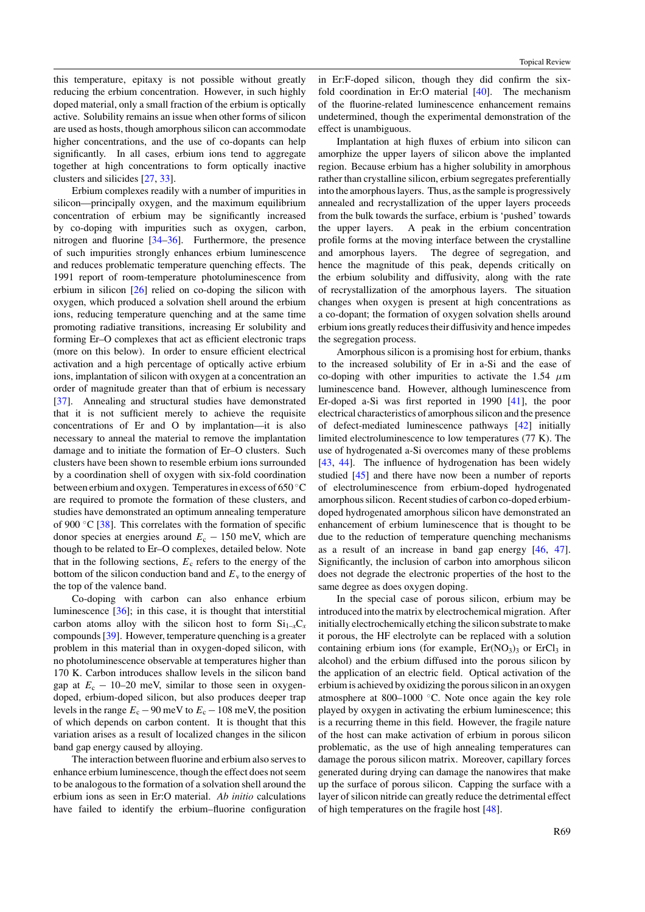this temperature, epitaxy is not possible without greatly reducing the erbium concentration. However, in such highly doped material, only a small fraction of the erbium is optically active. Solubility remains an issue when other forms of silicon are used as hosts, though amorphous silicon can accommodate higher concentrations, and the use of co-dopants can help significantly. In all cases, erbium ions tend to aggregate together at high concentrations to form optically inactive clusters and silicides [27, 33].

Erbium complexes readily with a number of impurities in silicon—principally oxygen, and the maximum equilibrium concentration of erbium may be significantly increased by co-doping with impurities such as oxygen, carbon, nitrogen and fluorine [34–36]. Furthermore, the presence of such impurities strongly enhances erbium luminescence and reduces problematic temperature quenching effects. The 1991 report of room-temperature photoluminescence from erbium in silicon [26] relied on co-doping the silicon with oxygen, which produced a solvation shell around the erbium ions, reducing temperature quenching and at the same time promoting radiative transitions, increasing Er solubility and forming Er–O complexes that act as efficient electronic traps (more on this below). In order to ensure efficient electrical activation and a high percentage of optically active erbium ions, implantation of silicon with oxygen at a concentration an order of magnitude greater than that of erbium is necessary [37]. Annealing and structural studies have demonstrated that it is not sufficient merely to achieve the requisite concentrations of Er and O by implantation—it is also necessary to anneal the material to remove the implantation damage and to initiate the formation of Er–O clusters. Such clusters have been shown to resemble erbium ions surrounded by a coordination shell of oxygen with six-fold coordination between erbium and oxygen. Temperatures in excess of 650 °C are required to promote the formation of these clusters, and studies have demonstrated an optimum annealing temperature of 900 °C [38]. This correlates with the formation of specific donor species at energies around $E_c - 150$ meV, which are though to be related to Er–O complexes, detailed below. Note that in the following sections, $E_c$ refers to the energy of the bottom of the silicon conduction band and $E_v$ to the energy of the top of the valence band.

Co-doping with carbon can also enhance erbium luminescence [36]; in this case, it is thought that interstitial carbon atoms alloy with the silicon host to form $Si_{1-x}C_x$ compounds [39]. However, temperature quenching is a greater problem in this material than in oxygen-doped silicon, with no photoluminescence observable at temperatures higher than 170 K. Carbon introduces shallow levels in the silicon band gap at $E_c - 10$–$20$ meV, similar to those seen in oxygen-doped, erbium-doped silicon, but also produces deeper trap levels in the range $E_c - 90$ meV to $E_c - 108$ meV, the position of which depends on carbon content. It is thought that this variation arises as a result of localized changes in the silicon band gap energy caused by alloying.

The interaction between fluorine and erbium also serves to enhance erbium luminescence, though the effect does not seem to be analogous to the formation of a solvation shell around the erbium ions as seen in Er:O material. *Ab initio* calculations have failed to identify the erbium–fluorine configuration in Er:F-doped silicon, though they did confirm the six-fold coordination in Er:O material [40]. The mechanism of the fluorine-related luminescence enhancement remains undetermined, though the experimental demonstration of the effect is unambiguous.

Implantation at high fluxes of erbium into silicon can amorphize the upper layers of silicon above the implanted region. Because erbium has a higher solubility in amorphous rather than crystalline silicon, erbium segregates preferentially into the amorphous layers. Thus, as the sample is progressively annealed and recrystallization of the upper layers proceeds from the bulk towards the surface, erbium is 'pushed' towards the upper layers. A peak in the erbium concentration profile forms at the moving interface between the crystalline and amorphous layers. The degree of segregation, and hence the magnitude of this peak, depends critically on the erbium solubility and diffusivity, along with the rate of recrystallization of the amorphous layers. The situation changes when oxygen is present at high concentrations as a co-dopant; the formation of oxygen solvation shells around erbium ions greatly reduces their diffusivity and hence impedes the segregation process.

Amorphous silicon is a promising host for erbium, thanks to the increased solubility of Er in a-Si and the ease of co-doping with other impurities to activate the 1.54 $\mu$m luminescence band. However, although luminescence from Er-doped a-Si was first reported in 1990 [41], the poor electrical characteristics of amorphous silicon and the presence of defect-mediated luminescence pathways [42] initially limited electroluminescence to low temperatures (77 K). The use of hydrogenated a-Si overcomes many of these problems [43, 44]. The influence of hydrogenation has been widely studied [45] and there have now been a number of reports of electroluminescence from erbium-doped hydrogenated amorphous silicon. Recent studies of carbon co-doped erbium-doped hydrogenated amorphous silicon have demonstrated an enhancement of erbium luminescence that is thought to be due to the reduction of temperature quenching mechanisms as a result of an increase in band gap energy [46, 47]. Significantly, the inclusion of carbon into amorphous silicon does not degrade the electronic properties of the host to the same degree as does oxygen doping.

In the special case of porous silicon, erbium may be introduced into the matrix by electrochemical migration. After initially electrochemically etching the silicon substrate to make it porous, the HF electrolyte can be replaced with a solution containing erbium ions (for example, $Er(NO_3)_3$ or $ErCl_3$ in alcohol) and the erbium diffused into the porous silicon by the application of an electric field. Optical activation of the erbium is achieved by oxidizing the porous silicon in an oxygen atmosphere at 800–1000 °C. Note once again the key role played by oxygen in activating the erbium luminescence; this is a recurring theme in this field. However, the fragile nature of the host can make activation of erbium in porous silicon problematic, as the use of high annealing temperatures can damage the porous silicon matrix. Moreover, capillary forces generated during drying can damage the nanowires that make up the surface of porous silicon. Capping the surface with a layer of silicon nitride can greatly reduce the detrimental effect of high temperatures on the fragile host [48].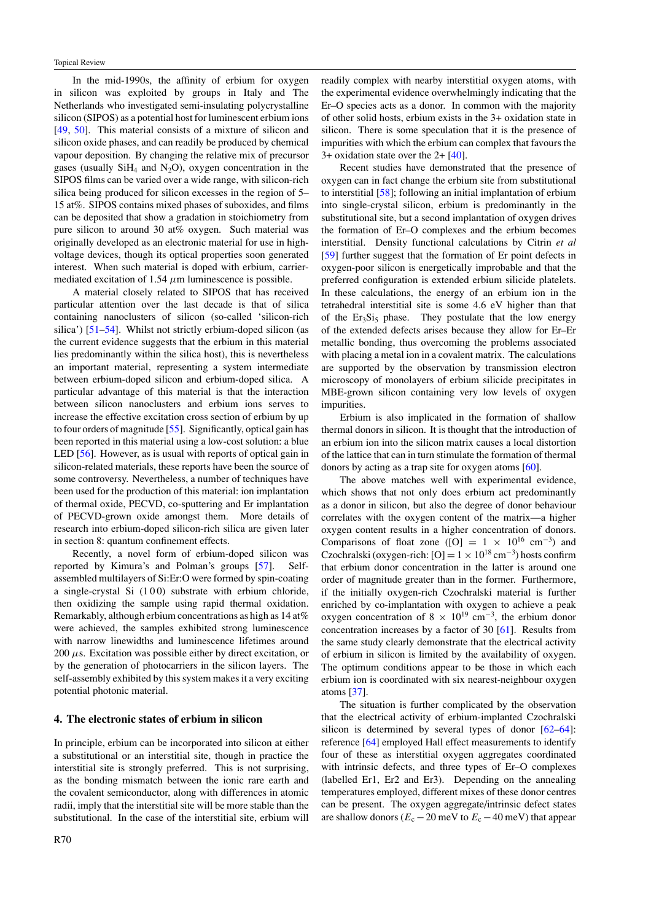In the mid-1990s, the affinity of erbium for oxygen in silicon was exploited by groups in Italy and The Netherlands who investigated semi-insulating polycrystalline silicon (SIPOS) as a potential host for luminescent erbium ions [49, 50]. This material consists of a mixture of silicon and silicon oxide phases, and can readily be produced by chemical vapour deposition. By changing the relative mix of precursor gases (usually $SiH_4$ and $N_2O$), oxygen concentration in the SIPOS films can be varied over a wide range, with silicon-rich silica being produced for silicon excesses in the region of 5–15 at%. SIPOS contains mixed phases of suboxides, and films can be deposited that show a gradation in stoichiometry from pure silicon to around 30 at% oxygen. Such material was originally developed as an electronic material for use in high-voltage devices, though its optical properties soon generated interest. When such material is doped with erbium, carrier-mediated excitation of 1.54 $\mu$m luminescence is possible.

A material closely related to SIPOS that has received particular attention over the last decade is that of silica containing nanoclusters of silicon (so-called 'silicon-rich silica') [51–54]. Whilst not strictly erbium-doped silicon (as the current evidence suggests that the erbium in this material lies predominantly within the silica host), this is nevertheless an important material, representing a system intermediate between erbium-doped silicon and erbium-doped silica. A particular advantage of this material is that the interaction between silicon nanoclusters and erbium ions serves to increase the effective excitation cross section of erbium by up to four orders of magnitude [55]. Significantly, optical gain has been reported in this material using a low-cost solution: a blue LED [56]. However, as is usual with reports of optical gain in silicon-related materials, these reports have been the source of some controversy. Nevertheless, a number of techniques have been used for the production of this material: ion implantation of thermal oxide, PECVD, co-sputtering and Er implantation of PECVD-grown oxide amongst them. More details of research into erbium-doped silicon-rich silica are given later in section 8: quantum confinement effects.

Recently, a novel form of erbium-doped silicon was reported by Kimura's and Polman's groups [57]. Self-assembled multilayers of Si:Er:O were formed by spin-coating a single-crystal Si (1 0 0) substrate with erbium chloride, then oxidizing the sample using rapid thermal oxidation. Remarkably, although erbium concentrations as high as 14 at% were achieved, the samples exhibited strong luminescence with narrow linewidths and luminescence lifetimes around 200 $\mu$s. Excitation was possible either by direct excitation, or by the generation of photocarriers in the silicon layers. The self-assembly exhibited by this system makes it a very exciting potential photonic material.

## 4. The electronic states of erbium in silicon

In principle, erbium can be incorporated into silicon at either a substitutional or an interstitial site, though in practice the interstitial site is strongly preferred. This is not surprising, as the bonding mismatch between the ionic rare earth and the covalent semiconductor, along with differences in atomic radii, imply that the interstitial site will be more stable than the substitutional. In the case of the interstitial site, erbium will readily complex with nearby interstitial oxygen atoms, with the experimental evidence overwhelmingly indicating that the Er–O species acts as a donor. In common with the majority of other solid hosts, erbium exists in the 3+ oxidation state in silicon. There is some speculation that it is the presence of impurities with which the erbium can complex that favours the 3+ oxidation state over the 2+ [40].

Recent studies have demonstrated that the presence of oxygen can in fact change the erbium site from substitutional to interstitial [58]; following an initial implantation of erbium into single-crystal silicon, erbium is predominantly in the substitutional site, but a second implantation of oxygen drives the formation of Er–O complexes and the erbium becomes interstitial. Density functional calculations by Citrin *et al* [59] further suggest that the formation of Er point defects in oxygen-poor silicon is energetically improbable and that the preferred configuration is extended erbium silicide platelets. In these calculations, the energy of an erbium ion in the tetrahedral interstitial site is some 4.6 eV higher than that of the $Er_3Si_5$ phase. They postulate that the low energy of the extended defects arises because they allow for Er–Er metallic bonding, thus overcoming the problems associated with placing a metal ion in a covalent matrix. The calculations are supported by the observation by transmission electron microscopy of monolayers of erbium silicide precipitates in MBE-grown silicon containing very low levels of oxygen impurities.

Erbium is also implicated in the formation of shallow thermal donors in silicon. It is thought that the introduction of an erbium ion into the silicon matrix causes a local distortion of the lattice that can in turn stimulate the formation of thermal donors by acting as a trap site for oxygen atoms [60].

The above matches well with experimental evidence, which shows that not only does erbium act predominantly as a donor in silicon, but also the degree of donor behaviour correlates with the oxygen content of the matrix—a higher oxygen content results in a higher concentration of donors. Comparisons of float zone ([O] = $1 \times 10^{16}$ cm$^{-3}$) and Czochralski (oxygen-rich: [O] = $1 \times 10^{18}$ cm$^{-3}$) hosts confirm that erbium donor concentration in the latter is around one order of magnitude greater than in the former. Furthermore, if the initially oxygen-rich Czochralski material is further enriched by co-implantation with oxygen to achieve a peak oxygen concentration of $8 \times 10^{19}$ cm$^{-3}$, the erbium donor concentration increases by a factor of 30 [61]. Results from the same study clearly demonstrate that the electrical activity of erbium in silicon is limited by the availability of oxygen. The optimum conditions appear to be those in which each erbium ion is coordinated with six nearest-neighbour oxygen atoms [37].

The situation is further complicated by the observation that the electrical activity of erbium-implanted Czochralski silicon is determined by several types of donor [62–64]: reference [64] employed Hall effect measurements to identify four of these as interstitial oxygen aggregates coordinated with intrinsic defects, and three types of Er–O complexes (labelled Er1, Er2 and Er3). Depending on the annealing temperatures employed, different mixes of these donor centres can be present. The oxygen aggregate/intrinsic defect states are shallow donors ($E_c - 20$ meV to $E_c - 40$ meV) that appear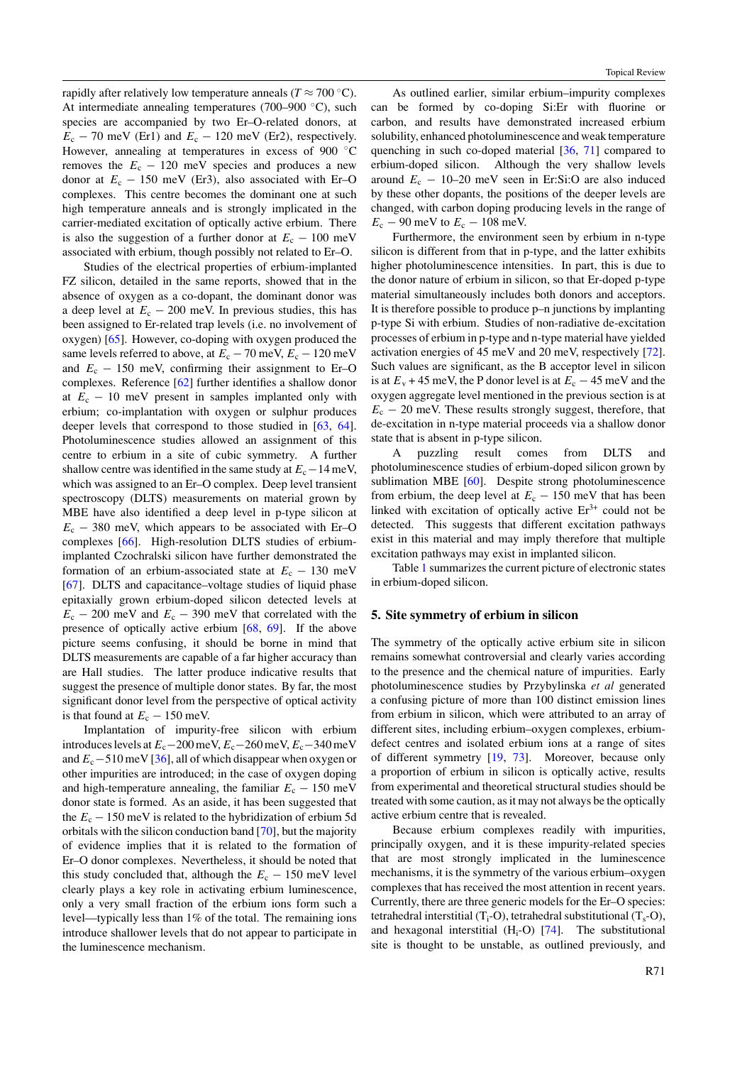rapidly after relatively low temperature anneals ($T \approx 700$ °C). At intermediate annealing temperatures (700–900 °C), such species are accompanied by two Er–O-related donors, at $E_c - 70$ meV (Er1) and $E_c - 120$ meV (Er2), respectively. However, annealing at temperatures in excess of 900 °C removes the $E_c - 120$ meV species and produces a new donor at $E_c - 150$ meV (Er3), also associated with Er–O complexes. This centre becomes the dominant one at such high temperature anneals and is strongly implicated in the carrier-mediated excitation of optically active erbium. There is also the suggestion of a further donor at $E_c - 100$ meV associated with erbium, though possibly not related to Er–O.

Studies of the electrical properties of erbium-implanted FZ silicon, detailed in the same reports, showed that in the absence of oxygen as a co-dopant, the dominant donor was a deep level at $E_c - 200$ meV. In previous studies, this has been assigned to Er-related trap levels (i.e. no involvement of oxygen) [65]. However, co-doping with oxygen produced the same levels referred to above, at $E_c - 70$ meV, $E_c - 120$ meV and $E_c - 150$ meV, confirming their assignment to Er–O complexes. Reference [62] further identifies a shallow donor at $E_c - 10$ meV present in samples implanted only with erbium; co-implantation with oxygen or sulphur produces deeper levels that correspond to those studied in [63, 64]. Photoluminescence studies allowed an assignment of this centre to erbium in a site of cubic symmetry. A further shallow centre was identified in the same study at $E_c - 14$ meV, which was assigned to an Er–O complex. Deep level transient spectroscopy (DLTS) measurements on material grown by MBE have also identified a deep level in p-type silicon at $E_c - 380$ meV, which appears to be associated with Er–O complexes [66]. High-resolution DLTS studies of erbium-implanted Czochralski silicon have further demonstrated the formation of an erbium-associated state at $E_c - 130$ meV [67]. DLTS and capacitance–voltage studies of liquid phase epitaxially grown erbium-doped silicon detected levels at $E_c - 200$ meV and $E_c - 390$ meV that correlated with the presence of optically active erbium [68, 69]. If the above picture seems confusing, it should be borne in mind that DLTS measurements are capable of a far higher accuracy than are Hall studies. The latter produce indicative results that suggest the presence of multiple donor states. By far, the most significant donor level from the perspective of optical activity is that found at $E_c - 150$ meV.

Implantation of impurity-free silicon with erbium introduces levels at $E_c - 200$ meV, $E_c - 260$ meV, $E_c - 340$ meV and $E_c - 510$ meV [36], all of which disappear when oxygen or other impurities are introduced; in the case of oxygen doping and high-temperature annealing, the familiar $E_c - 150$ meV donor state is formed. As an aside, it has been suggested that the $E_c - 150$ meV is related to the hybridization of erbium 5d orbitals with the silicon conduction band [70], but the majority of evidence implies that it is related to the formation of Er–O donor complexes. Nevertheless, it should be noted that this study concluded that, although the $E_c - 150$ meV level clearly plays a key role in activating erbium luminescence, only a very small fraction of the erbium ions form such a level—typically less than 1% of the total. The remaining ions introduce shallower levels that do not appear to participate in the luminescence mechanism.

As outlined earlier, similar erbium–impurity complexes can be formed by co-doping Si:Er with fluorine or carbon, and results have demonstrated increased erbium solubility, enhanced photoluminescence and weak temperature quenching in such co-doped material [36, 71] compared to erbium-doped silicon. Although the very shallow levels around $E_c - 10$–20 meV seen in Er:Si:O are also induced by these other dopants, the positions of the deeper levels are changed, with carbon doping producing levels in the range of $E_c - 90$ meV to $E_c - 108$ meV.

Furthermore, the environment seen by erbium in n-type silicon is different from that in p-type, and the latter exhibits higher photoluminescence intensities. In part, this is due to the donor nature of erbium in silicon, so that Er-doped p-type material simultaneously includes both donors and acceptors. It is therefore possible to produce p–n junctions by implanting p-type Si with erbium. Studies of non-radiative de-excitation processes of erbium in p-type and n-type material have yielded activation energies of 45 meV and 20 meV, respectively [72]. Such values are significant, as the B acceptor level in silicon is at $E_v + 45$ meV, the P donor level is at $E_c - 45$ meV and the oxygen aggregate level mentioned in the previous section is at $E_c - 20$ meV. These results strongly suggest, therefore, that de-excitation in n-type material proceeds via a shallow donor state that is absent in p-type silicon.

A puzzling result comes from DLTS and photoluminescence studies of erbium-doped silicon grown by sublimation MBE [60]. Despite strong photoluminescence from erbium, the deep level at $E_c - 150$ meV that has been linked with excitation of optically active $Er^{3+}$ could not be detected. This suggests that different excitation pathways exist in this material and may imply therefore that multiple excitation pathways may exist in implanted silicon.

Table 1 summarizes the current picture of electronic states in erbium-doped silicon.

## 5. Site symmetry of erbium in silicon

The symmetry of the optically active erbium site in silicon remains somewhat controversial and clearly varies according to the presence and the chemical nature of impurities. Early photoluminescence studies by Przybylinska *et al* generated a confusing picture of more than 100 distinct emission lines from erbium in silicon, which were attributed to an array of different sites, including erbium–oxygen complexes, erbium-defect centres and isolated erbium ions at a range of sites of different symmetry [19, 73]. Moreover, because only a proportion of erbium in silicon is optically active, results from experimental and theoretical structural studies should be treated with some caution, as it may not always be the optically active erbium centre that is revealed.

Because erbium complexes readily with impurities, principally oxygen, and it is these impurity-related species that are most strongly implicated in the luminescence mechanisms, it is the symmetry of the various erbium–oxygen complexes that has received the most attention in recent years. Currently, there are three generic models for the Er–O species: tetrahedral interstitial ($T_i$-O), tetrahedral substitutional ($T_s$-O), and hexagonal interstitial ($H_i$-O) [74]. The substitutional site is thought to be unstable, as outlined previously, and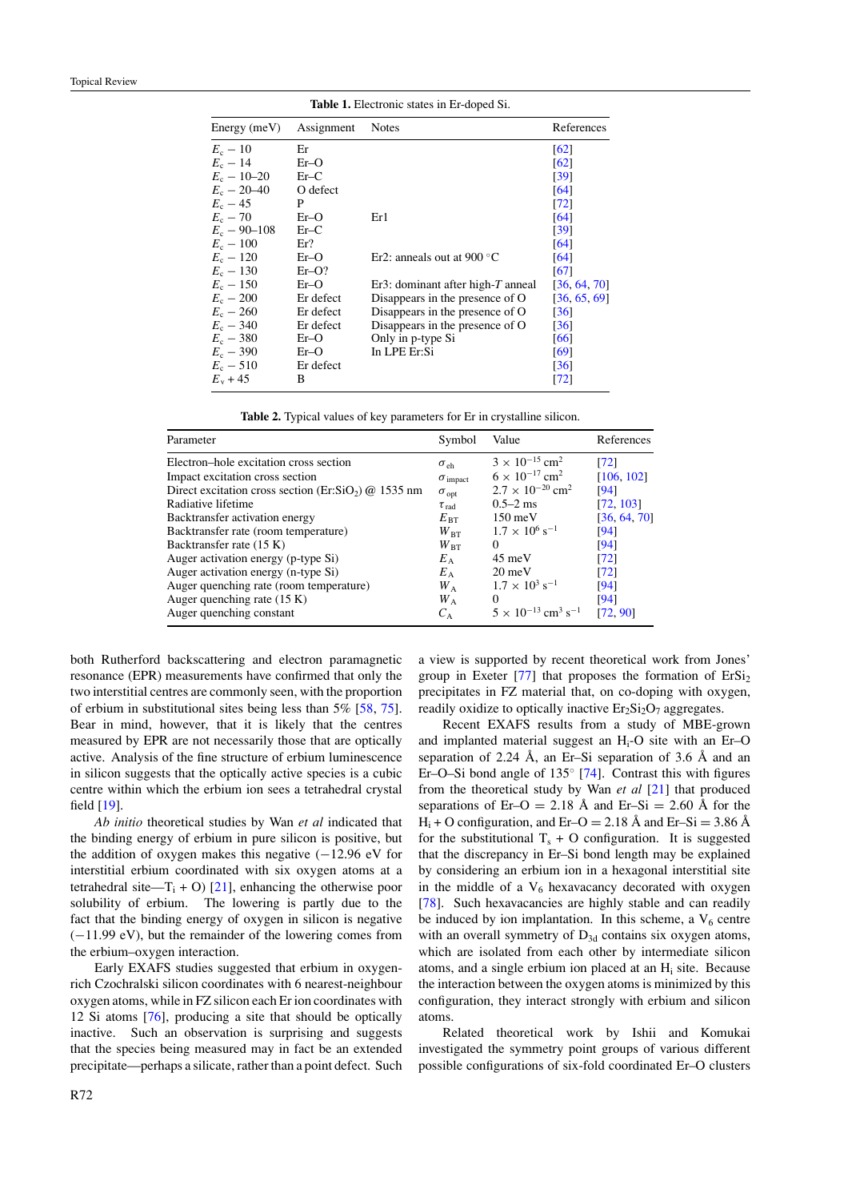**Table 1.** Electronic states in Er-doped Si.

| Energy (meV) | Assignment | Notes | References |
|---|---|---|---|
| $E_c - 10$ | Er | | [62] |
| $E_c - 14$ | Er–O | | [62] |
| $E_c - 10$–$20$ | Er–C | | [39] |
| $E_c - 20$–$40$ | O defect | | [64] |
| $E_c - 45$ | P | | [72] |
| $E_c - 70$ | Er–O | Er1 | [64] |
| $E_c - 90$–$108$ | Er–C | | [39] |
| $E_c - 100$ | Er? | | [64] |
| $E_c - 120$ | Er–O | Er2: anneals out at 900 °C | [64] |
| $E_c - 130$ | Er–O? | | [67] |
| $E_c - 150$ | Er–O | Er3: dominant after high-$T$ anneal | [36, 64, 70] |
| $E_c - 200$ | Er defect | Disappears in the presence of O | [36, 65, 69] |
| $E_c - 260$ | Er defect | Disappears in the presence of O | [36] |
| $E_c - 340$ | Er defect | Disappears in the presence of O | [36] |
| $E_c - 380$ | Er–O | Only in p-type Si | [66] |
| $E_c - 390$ | Er–O | In LPE Er:Si | [69] |
| $E_c - 510$ | Er defect | | [36] |
| $E_v + 45$ | B | | [72] |

**Table 2.** Typical values of key parameters for Er in crystalline silicon.

| Parameter | Symbol | Value | References |
|---|---|---|---|
| Electron–hole excitation cross section | $\sigma_{eh}$ | $3 \times 10^{-15}$ cm$^2$ | [72] |
| Impact excitation cross section | $\sigma_{impact}$ | $6 \times 10^{-17}$ cm$^2$ | [106, 102] |
| Direct excitation cross section (Er:$SiO_2$) @ 1535 nm | $\sigma_{opt}$ | $2.7 \times 10^{-20}$ cm$^2$ | [94] |
| Radiative lifetime | $\tau_{rad}$ | 0.5–2 ms | [72, 103] |
| Backtransfer activation energy | $E_{BT}$ | 150 meV | [36, 64, 70] |
| Backtransfer rate (room temperature) | $W_{BT}$ | $1.7 \times 10^6$ s$^{-1}$ | [94] |
| Backtransfer rate (15 K) | $W_{BT}$ | 0 | [94] |
| Auger activation energy (p-type Si) | $E_A$ | 45 meV | [72] |
| Auger activation energy (n-type Si) | $E_A$ | 20 meV | [72] |
| Auger quenching rate (room temperature) | $W_A$ | $1.7 \times 10^3$ s$^{-1}$ | [94] |
| Auger quenching rate (15 K) | $W_A$ | 0 | [94] |
| Auger quenching constant | $C_A$ | $5 \times 10^{-13}$ cm$^3$ s$^{-1}$ | [72, 90] |

both Rutherford backscattering and electron paramagnetic resonance (EPR) measurements have confirmed that only the two interstitial centres are commonly seen, with the proportion of erbium in substitutional sites being less than 5% [58, 75]. Bear in mind, however, that it is likely that the centres measured by EPR are not necessarily those that are optically active. Analysis of the fine structure of erbium luminescence in silicon suggests that the optically active species is a cubic centre within which the erbium ion sees a tetrahedral crystal field [19].

*Ab initio* theoretical studies by Wan *et al* indicated that the binding energy of erbium in pure silicon is positive, but the addition of oxygen makes this negative (−12.96 eV for interstitial erbium coordinated with six oxygen atoms at a tetrahedral site—$T_i$ + O) [21], enhancing the otherwise poor solubility of erbium. The lowering is partly due to the fact that the binding energy of oxygen in silicon is negative (−11.99 eV), but the remainder of the lowering comes from the erbium–oxygen interaction.

Early EXAFS studies suggested that erbium in oxygen-rich Czochralski silicon coordinates with 6 nearest-neighbour oxygen atoms, while in FZ silicon each Er ion coordinates with 12 Si atoms [76], producing a site that should be optically inactive. Such an observation is surprising and suggests that the species being measured may in fact be an extended precipitate—perhaps a silicate, rather than a point defect. Such a view is supported by recent theoretical work from Jones' group in Exeter [77] that proposes the formation of $ErSi_2$ precipitates in FZ material that, on co-doping with oxygen, readily oxidize to optically inactive $Er_2Si_2O_7$ aggregates.

Recent EXAFS results from a study of MBE-grown and implanted material suggest an $H_i$-O site with an Er–O separation of 2.24 Å, an Er–Si separation of 3.6 Å and an Er–O–Si bond angle of 135° [74]. Contrast this with figures from the theoretical study by Wan *et al* [21] that produced separations of Er–O = 2.18 Å and Er–Si = 2.60 Å for the $H_i$ + O configuration, and Er–O = 2.18 Å and Er–Si = 3.86 Å for the substitutional $T_s$ + O configuration. It is suggested that the discrepancy in Er–Si bond length may be explained by considering an erbium ion in a hexagonal interstitial site in the middle of a $V_6$ hexavacancy decorated with oxygen [78]. Such hexavacancies are highly stable and can readily be induced by ion implantation. In this scheme, a $V_6$ centre with an overall symmetry of $D_{3d}$ contains six oxygen atoms, which are isolated from each other by intermediate silicon atoms, and a single erbium ion placed at an $H_i$ site. Because the interaction between the oxygen atoms is minimized by this configuration, they interact strongly with erbium and silicon atoms.

Related theoretical work by Ishii and Komukai investigated the symmetry point groups of various different possible configurations of six-fold coordinated Er–O clusters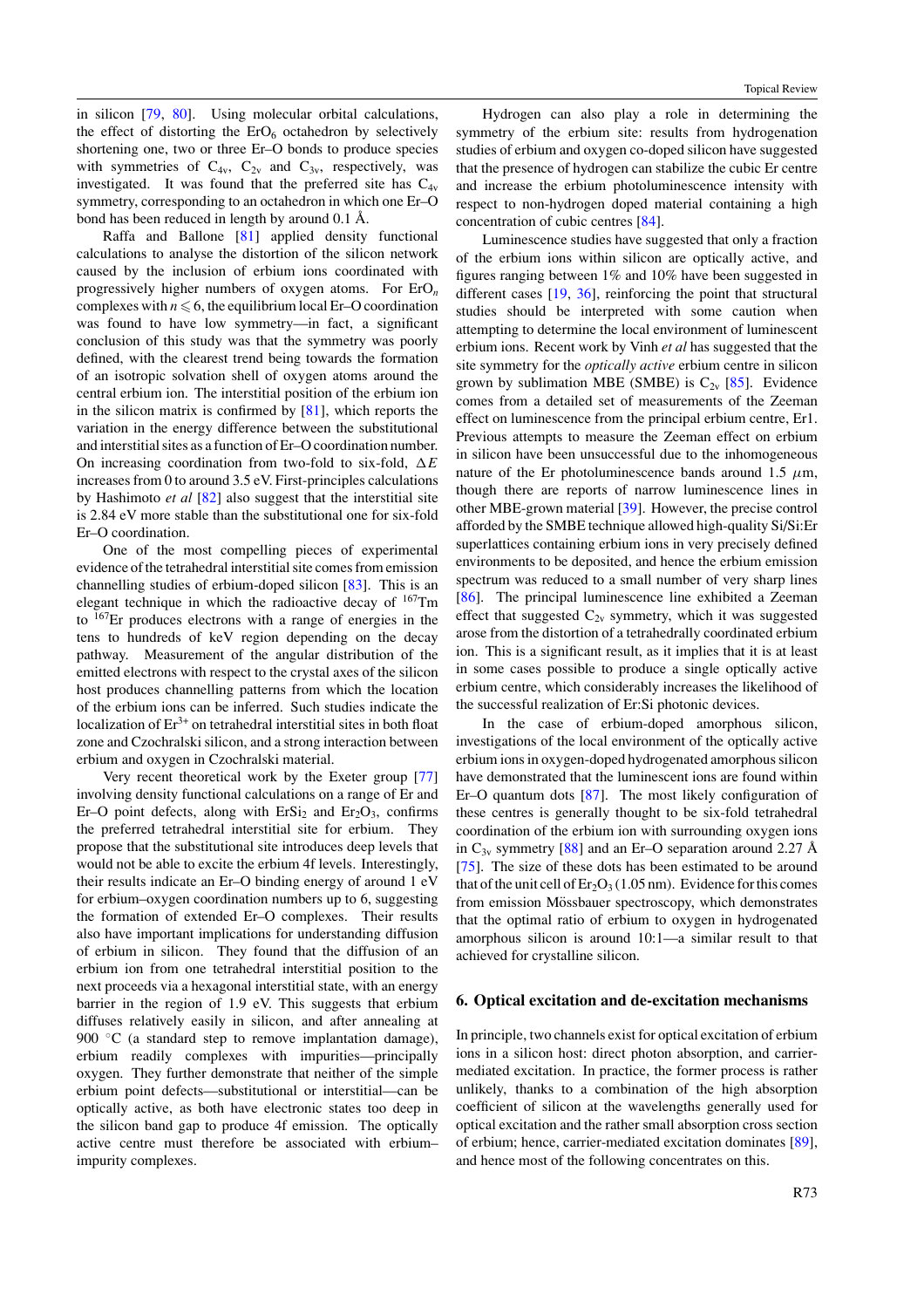in silicon [79, 80]. Using molecular orbital calculations, the effect of distorting the $ErO_6$ octahedron by selectively shortening one, two or three Er–O bonds to produce species with symmetries of $C_{4v}$, $C_{2v}$ and $C_{3v}$, respectively, was investigated. It was found that the preferred site has $C_{4v}$ symmetry, corresponding to an octahedron in which one Er–O bond has been reduced in length by around 0.1 Å.

Raffa and Ballone [81] applied density functional calculations to analyse the distortion of the silicon network caused by the inclusion of erbium ions coordinated with progressively higher numbers of oxygen atoms. For $ErO_n$ complexes with $n \leqslant 6$, the equilibrium local Er–O coordination was found to have low symmetry—in fact, a significant conclusion of this study was that the symmetry was poorly defined, with the clearest trend being towards the formation of an isotropic solvation shell of oxygen atoms around the central erbium ion. The interstitial position of the erbium ion in the silicon matrix is confirmed by [81], which reports the variation in the energy difference between the substitutional and interstitial sites as a function of Er–O coordination number. On increasing coordination from two-fold to six-fold, $\Delta E$ increases from 0 to around 3.5 eV. First-principles calculations by Hashimoto *et al* [82] also suggest that the interstitial site is 2.84 eV more stable than the substitutional one for six-fold Er–O coordination.

One of the most compelling pieces of experimental evidence of the tetrahedral interstitial site comes from emission channelling studies of erbium-doped silicon [83]. This is an elegant technique in which the radioactive decay of $^{167}$Tm to $^{167}$Er produces electrons with a range of energies in the tens to hundreds of keV region depending on the decay pathway. Measurement of the angular distribution of the emitted electrons with respect to the crystal axes of the silicon host produces channelling patterns from which the location of the erbium ions can be inferred. Such studies indicate the localization of $Er^{3+}$ on tetrahedral interstitial sites in both float zone and Czochralski silicon, and a strong interaction between erbium and oxygen in Czochralski material.

Very recent theoretical work by the Exeter group [77] involving density functional calculations on a range of Er and Er–O point defects, along with $ErSi_2$ and $Er_2O_3$, confirms the preferred tetrahedral interstitial site for erbium. They propose that the substitutional site introduces deep levels that would not be able to excite the erbium 4f levels. Interestingly, their results indicate an Er–O binding energy of around 1 eV for erbium–oxygen coordination numbers up to 6, suggesting the formation of extended Er–O complexes. Their results also have important implications for understanding diffusion of erbium in silicon. They found that the diffusion of an erbium ion from one tetrahedral interstitial position to the next proceeds via a hexagonal interstitial state, with an energy barrier in the region of 1.9 eV. This suggests that erbium diffuses relatively easily in silicon, and after annealing at 900 °C (a standard step to remove implantation damage), erbium readily complexes with impurities—principally oxygen. They further demonstrate that neither of the simple erbium point defects—substitutional or interstitial—can be optically active, as both have electronic states too deep in the silicon band gap to produce 4f emission. The optically active centre must therefore be associated with erbium–impurity complexes.

Hydrogen can also play a role in determining the symmetry of the erbium site: results from hydrogenation studies of erbium and oxygen co-doped silicon have suggested that the presence of hydrogen can stabilize the cubic Er centre and increase the erbium photoluminescence intensity with respect to non-hydrogen doped material containing a high concentration of cubic centres [84].

Luminescence studies have suggested that only a fraction of the erbium ions within silicon are optically active, and figures ranging between 1% and 10% have been suggested in different cases [19, 36], reinforcing the point that structural studies should be interpreted with some caution when attempting to determine the local environment of luminescent erbium ions. Recent work by Vinh *et al* has suggested that the site symmetry for the *optically active* erbium centre in silicon grown by sublimation MBE (SMBE) is $C_{2v}$ [85]. Evidence comes from a detailed set of measurements of the Zeeman effect on luminescence from the principal erbium centre, Er1. Previous attempts to measure the Zeeman effect on erbium in silicon have been unsuccessful due to the inhomogeneous nature of the Er photoluminescence bands around 1.5 $\mu$m, though there are reports of narrow luminescence lines in other MBE-grown material [39]. However, the precise control afforded by the SMBE technique allowed high-quality Si/Si:Er superlattices containing erbium ions in very precisely defined environments to be deposited, and hence the erbium emission spectrum was reduced to a small number of very sharp lines [86]. The principal luminescence line exhibited a Zeeman effect that suggested $C_{2v}$ symmetry, which it was suggested arose from the distortion of a tetrahedrally coordinated erbium ion. This is a significant result, as it implies that it is at least in some cases possible to produce a single optically active erbium centre, which considerably increases the likelihood of the successful realization of Er:Si photonic devices.

In the case of erbium-doped amorphous silicon, investigations of the local environment of the optically active erbium ions in oxygen-doped hydrogenated amorphous silicon have demonstrated that the luminescent ions are found within Er–O quantum dots [87]. The most likely configuration of these centres is generally thought to be six-fold tetrahedral coordination of the erbium ion with surrounding oxygen ions in $C_{3v}$ symmetry [88] and an Er–O separation around 2.27 Å [75]. The size of these dots has been estimated to be around that of the unit cell of $Er_2O_3$ (1.05 nm). Evidence for this comes from emission Mössbauer spectroscopy, which demonstrates that the optimal ratio of erbium to oxygen in hydrogenated amorphous silicon is around 10:1—a similar result to that achieved for crystalline silicon.

## 6. Optical excitation and de-excitation mechanisms

In principle, two channels exist for optical excitation of erbium ions in a silicon host: direct photon absorption, and carrier-mediated excitation. In practice, the former process is rather unlikely, thanks to a combination of the high absorption coefficient of silicon at the wavelengths generally used for optical excitation and the rather small absorption cross section of erbium; hence, carrier-mediated excitation dominates [89], and hence most of the following concentrates on this.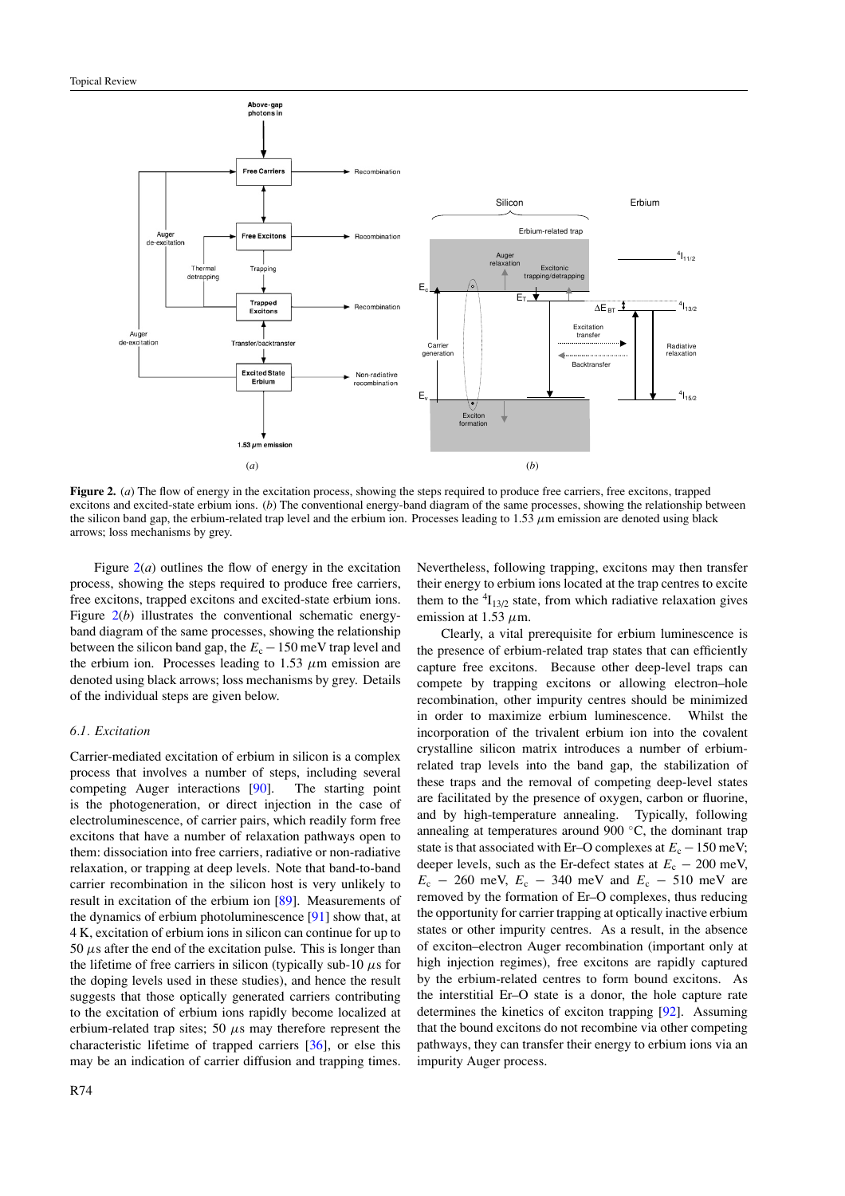**Figure 2.** (*a*) The flow of energy in the excitation process, showing the steps required to produce free carriers, free excitons, trapped excitons and excited-state erbium ions. (*b*) The conventional energy-band diagram of the same processes, showing the relationship between the silicon band gap, the erbium-related trap level and the erbium ion. Processes leading to 1.53 $\mu$m emission are denoted using black arrows; loss mechanisms by grey.

Figure 2(*a*) outlines the flow of energy in the excitation process, showing the steps required to produce free carriers, free excitons, trapped excitons and excited-state erbium ions. Figure 2(*b*) illustrates the conventional schematic energy-band diagram of the same processes, showing the relationship between the silicon band gap, the $E_c - 150$ meV trap level and the erbium ion. Processes leading to 1.53 $\mu$m emission are denoted using black arrows; loss mechanisms by grey. Details of the individual steps are given below.

### 6.1. Excitation

Carrier-mediated excitation of erbium in silicon is a complex process that involves a number of steps, including several competing Auger interactions [90]. The starting point is the photogeneration, or direct injection in the case of electroluminescence, of carrier pairs, which readily form free excitons that have a number of relaxation pathways open to them: dissociation into free carriers, radiative or non-radiative relaxation, or trapping at deep levels. Note that band-to-band carrier recombination in the silicon host is very unlikely to result in excitation of the erbium ion [89]. Measurements of the dynamics of erbium photoluminescence [91] show that, at 4 K, excitation of erbium ions in silicon can continue for up to 50 $\mu$s after the end of the excitation pulse. This is longer than the lifetime of free carriers in silicon (typically sub-10 $\mu$s for the doping levels used in these studies), and hence the result suggests that those optically generated carriers contributing to the excitation of erbium ions rapidly become localized at erbium-related trap sites; 50 $\mu$s may therefore represent the characteristic lifetime of trapped carriers [36], or else this may be an indication of carrier diffusion and trapping times. Nevertheless, following trapping, excitons may then transfer their energy to erbium ions located at the trap centres to excite them to the $^4I_{13/2}$ state, from which radiative relaxation gives emission at 1.53 $\mu$m.

Clearly, a vital prerequisite for erbium luminescence is the presence of erbium-related trap states that can efficiently capture free excitons. Because other deep-level traps can compete by trapping excitons or allowing electron–hole recombination, other impurity centres should be minimized in order to maximize erbium luminescence. Whilst the incorporation of the trivalent erbium ion into the covalent crystalline silicon matrix introduces a number of erbium-related trap levels into the band gap, the stabilization of these traps and the removal of competing deep-level states are facilitated by the presence of oxygen, carbon or fluorine, and by high-temperature annealing. Typically, following annealing at temperatures around 900 °C, the dominant trap state is that associated with Er–O complexes at $E_c - 150$ meV; deeper levels, such as the Er-defect states at $E_c - 200$ meV, $E_c - 260$ meV, $E_c - 340$ meV and $E_c - 510$ meV are removed by the formation of Er–O complexes, thus reducing the opportunity for carrier trapping at optically inactive erbium states or other impurity centres. As a result, in the absence of exciton–electron Auger recombination (important only at high injection regimes), free excitons are rapidly captured by the erbium-related centres to form bound excitons. As the interstitial Er–O state is a donor, the hole capture rate determines the kinetics of exciton trapping [92]. Assuming that the bound excitons do not recombine via other competing pathways, they can transfer their energy to erbium ions via an impurity Auger process.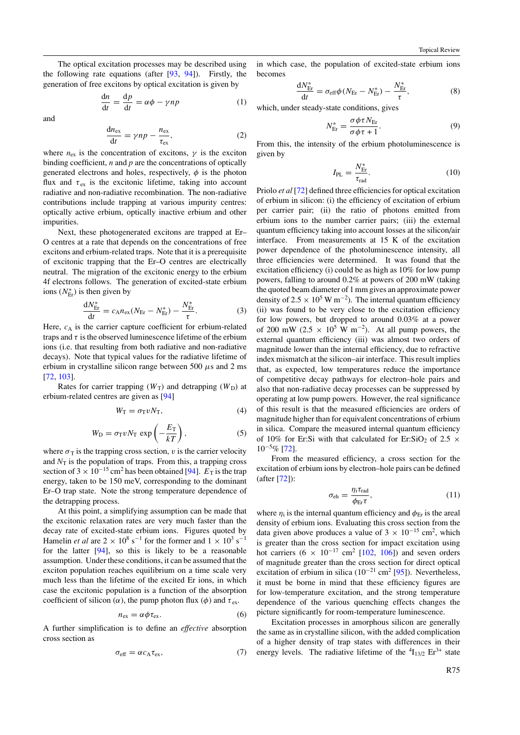The optical excitation processes may be described using the following rate equations (after [93, 94]). Firstly, the generation of free excitons by optical excitation is given by

$$\frac{dn}{dt} = \frac{dp}{dt} = \alpha\phi - \gamma np \tag{1}$$

and

$$\frac{dn_{ex}}{dt} = \gamma np - \frac{n_{ex}}{\tau_{ex}}, \tag{2}$$

where $n_{ex}$ is the concentration of excitons, $\gamma$ is the exciton binding coefficient, $n$ and $p$ are the concentrations of optically generated electrons and holes, respectively, $\phi$ is the photon flux and $\tau_{ex}$ is the excitonic lifetime, taking into account radiative and non-radiative recombination. The non-radiative contributions include trapping at various impurity centres: optically active erbium, optically inactive erbium and other impurities.

Next, these photogenerated excitons are trapped at Er–O centres at a rate that depends on the concentrations of free excitons and erbium-related traps. Note that it is a prerequisite of excitonic trapping that the Er–O centres are electrically neutral. The migration of the excitonic energy to the erbium 4f electrons follows. The generation of excited-state erbium ions ($N^*_{Er}$) is then given by

$$\frac{dN^*_{Er}}{dt} = c_A n_{ex}(N_{Er} - N^*_{Er}) - \frac{N^*_{Er}}{\tau}. \tag{3}$$

Here, $c_A$ is the carrier capture coefficient for erbium-related traps and $\tau$ is the observed luminescence lifetime of the erbium ions (i.e. that resulting from both radiative and non-radiative decays). Note that typical values for the radiative lifetime of erbium in crystalline silicon range between 500 $\mu$s and 2 ms [72, 103].

Rates for carrier trapping ($W_T$) and detrapping ($W_D$) at erbium-related centres are given as [94]

$$W_T = \sigma_T v N_T, \tag{4}$$

$$W_D = \sigma_T v N_T \exp\left(-\frac{E_T}{kT}\right), \tag{5}$$

where $\sigma_T$ is the trapping cross section, $v$ is the carrier velocity and $N_T$ is the population of traps. From this, a trapping cross section of $3 \times 10^{-15}$ cm$^2$ has been obtained [94]. $E_T$ is the trap energy, taken to be 150 meV, corresponding to the dominant Er–O trap state. Note the strong temperature dependence of the detrapping process.

At this point, a simplifying assumption can be made that the excitonic relaxation rates are very much faster than the decay rate of excited-state erbium ions. Figures quoted by Hamelin *et al* are $2 \times 10^8$ s$^{-1}$ for the former and $1 \times 10^3$ s$^{-1}$ for the latter [94], so this is likely to be a reasonable assumption. Under these conditions, it can be assumed that the exciton population reaches equilibrium on a time scale very much less than the lifetime of the excited Er ions, in which case the excitonic population is a function of the absorption coefficient of silicon ($\alpha$), the pump photon flux ($\phi$) and $\tau_{ex}$.

$$n_{ex} = \alpha\phi\tau_{ex}. \tag{6}$$

A further simplification is to define an *effective* absorption cross section as

$$\sigma_{eff} = \alpha c_A \tau_{ex}, \tag{7}$$

in which case, the population of excited-state erbium ions becomes

$$\frac{dN^*_{Er}}{dt} = \sigma_{eff}\phi(N_{Er} - N^*_{Er}) - \frac{N^*_{Er}}{\tau}, \tag{8}$$

which, under steady-state conditions, gives

$$N^*_{Er} = \frac{\sigma\phi\tau N_{Er}}{\sigma\phi\tau + 1}. \tag{9}$$

From this, the intensity of the erbium photoluminescence is given by

$$I_{PL} = \frac{N^*_{Er}}{\tau_{rad}}. \tag{10}$$

Priolo *et al* [72] defined three efficiencies for optical excitation of erbium in silicon: (i) the efficiency of excitation of erbium per carrier pair; (ii) the ratio of photons emitted from erbium ions to the number carrier pairs; (iii) the external quantum efficiency taking into account losses at the silicon/air interface. From measurements at 15 K of the excitation power dependence of the photoluminescence intensity, all three efficiencies were determined. It was found that the excitation efficiency (i) could be as high as 10% for low pump powers, falling to around 0.2% at powers of 200 mW (taking the quoted beam diameter of 1 mm gives an approximate power density of $2.5 \times 10^5$ W m$^{-2}$). The internal quantum efficiency (ii) was found to be very close to the excitation efficiency for low powers, but dropped to around 0.03% at a power of 200 mW ($2.5 \times 10^5$ W m$^{-2}$). At all pump powers, the external quantum efficiency (iii) was almost two orders of magnitude lower than the internal efficiency, due to refractive index mismatch at the silicon–air interface. This result implies that, as expected, low temperatures reduce the importance of competitive decay pathways for electron–hole pairs and also that non-radiative decay processes can be suppressed by operating at low pump powers. However, the real significance of this result is that the measured efficiencies are orders of magnitude higher than for equivalent concentrations of erbium in silica. Compare the measured internal quantum efficiency of 10% for Er:Si with that calculated for Er:$SiO_2$ of $2.5 \times 10^{-5}$% [72].

From the measured efficiency, a cross section for the excitation of erbium ions by electron–hole pairs can be defined (after [72]):

$$\sigma_{eh} = \frac{\eta_i \tau_{rad}}{\phi_{Er}\tau}, \tag{11}$$

where $\eta_i$ is the internal quantum efficiency and $\phi_{Er}$ is the areal density of erbium ions. Evaluating this cross section from the data given above produces a value of $3 \times 10^{-15}$ cm$^2$, which is greater than the cross section for impact excitation using hot carriers ($6 \times 10^{-17}$ cm$^2$ [102, 106]) and seven orders of magnitude greater than the cross section for direct optical excitation of erbium in silica ($10^{-21}$ cm$^2$ [95]). Nevertheless, it must be borne in mind that these efficiency figures are for low-temperature excitation, and the strong temperature dependence of the various quenching effects changes the picture significantly for room-temperature luminescence.

Excitation processes in amorphous silicon are generally the same as in crystalline silicon, with the added complication of a higher density of trap states with differences in their energy levels. The radiative lifetime of the $^4I_{13/2}$ $Er^{3+}$ state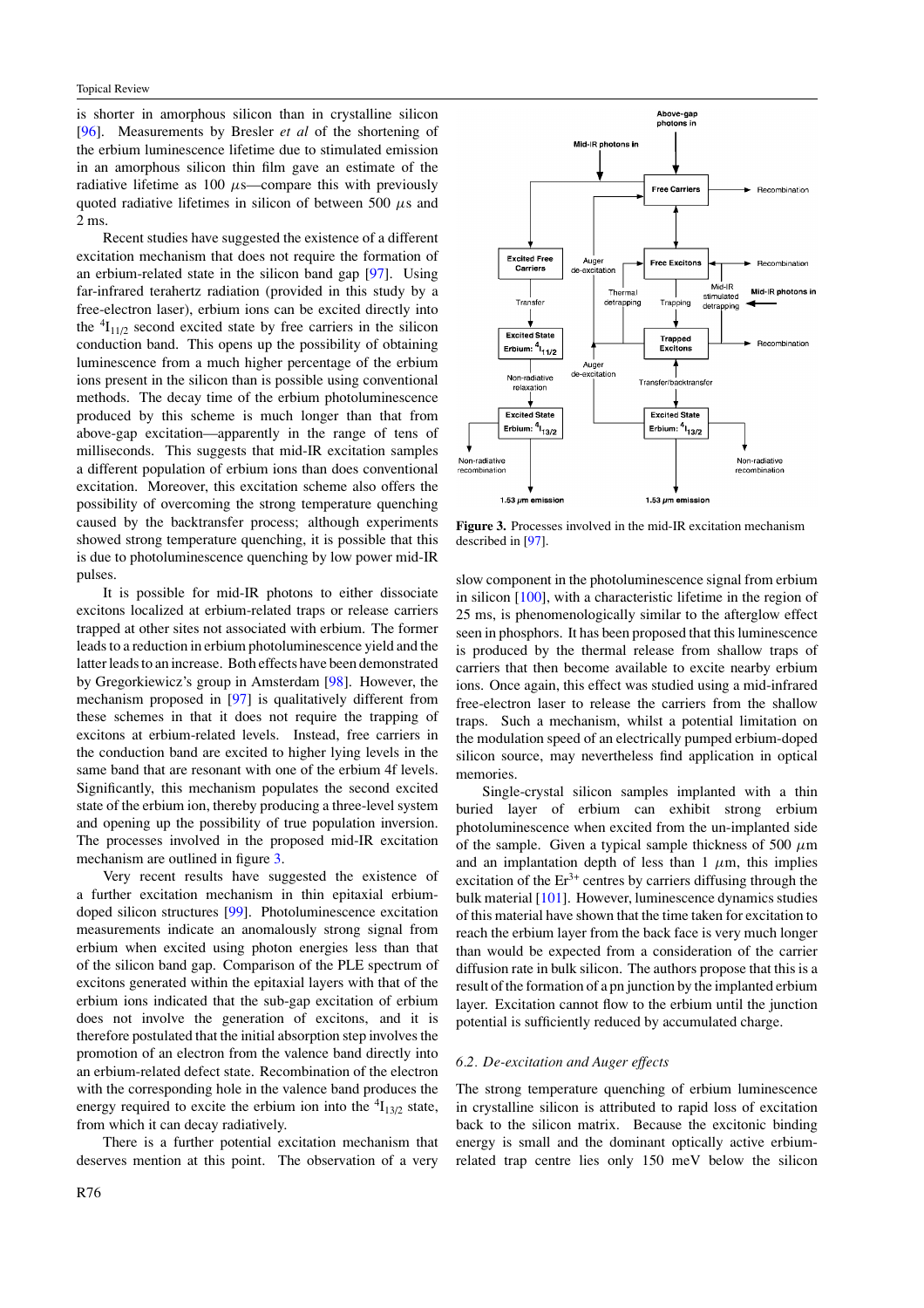is shorter in amorphous silicon than in crystalline silicon [96]. Measurements by Bresler *et al* of the shortening of the erbium luminescence lifetime due to stimulated emission in an amorphous silicon thin film gave an estimate of the radiative lifetime as 100 $\mu$s—compare this with previously quoted radiative lifetimes in silicon of between 500 $\mu$s and 2 ms.

Recent studies have suggested the existence of a different excitation mechanism that does not require the formation of an erbium-related state in the silicon band gap [97]. Using far-infrared terahertz radiation (provided in this study by a free-electron laser), erbium ions can be excited directly into the $^4I_{11/2}$ second excited state by free carriers in the silicon conduction band. This opens up the possibility of obtaining luminescence from a much higher percentage of the erbium ions present in the silicon than is possible using conventional methods. The decay time of the erbium photoluminescence produced by this scheme is much longer than that from above-gap excitation—apparently in the range of tens of milliseconds. This suggests that mid-IR excitation samples a different population of erbium ions than does conventional excitation. Moreover, this excitation scheme also offers the possibility of overcoming the strong temperature quenching caused by the backtransfer process; although experiments showed strong temperature quenching, it is possible that this is due to photoluminescence quenching by low power mid-IR pulses.

It is possible for mid-IR photons to either dissociate excitons localized at erbium-related traps or release carriers trapped at other sites not associated with erbium. The former leads to a reduction in erbium photoluminescence yield and the latter leads to an increase. Both effects have been demonstrated by Gregorkiewicz's group in Amsterdam [98]. However, the mechanism proposed in [97] is qualitatively different from these schemes in that it does not require the trapping of excitons at erbium-related levels. Instead, free carriers in the conduction band are excited to higher lying levels in the same band that are resonant with one of the erbium 4f levels. Significantly, this mechanism populates the second excited state of the erbium ion, thereby producing a three-level system and opening up the possibility of true population inversion. The processes involved in the proposed mid-IR excitation mechanism are outlined in figure 3.

**Figure 3.** Processes involved in the mid-IR excitation mechanism described in [97].

Very recent results have suggested the existence of a further excitation mechanism in thin epitaxial erbium-doped silicon structures [99]. Photoluminescence excitation measurements indicate an anomalously strong signal from erbium when excited using photon energies less than that of the silicon band gap. Comparison of the PLE spectrum of excitons generated within the epitaxial layers with that of the erbium ions indicated that the sub-gap excitation of erbium does not involve the generation of excitons, and it is therefore postulated that the initial absorption step involves the promotion of an electron from the valence band directly into an erbium-related defect state. Recombination of the electron with the corresponding hole in the valence band produces the energy required to excite the erbium ion into the $^4I_{13/2}$ state, from which it can decay radiatively.

There is a further potential excitation mechanism that deserves mention at this point. The observation of a very slow component in the photoluminescence signal from erbium in silicon [100], with a characteristic lifetime in the region of 25 ms, is phenomenologically similar to the afterglow effect seen in phosphors. It has been proposed that this luminescence is produced by the thermal release from shallow traps of carriers that then become available to excite nearby erbium ions. Once again, this effect was studied using a mid-infrared free-electron laser to release the carriers from the shallow traps. Such a mechanism, whilst a potential limitation on the modulation speed of an electrically pumped erbium-doped silicon source, may nevertheless find application in optical memories.

Single-crystal silicon samples implanted with a thin buried layer of erbium can exhibit strong erbium photoluminescence when excited from the un-implanted side of the sample. Given a typical sample thickness of 500 $\mu$m and an implantation depth of less than 1 $\mu$m, this implies excitation of the $Er^{3+}$ centres by carriers diffusing through the bulk material [101]. However, luminescence dynamics studies of this material have shown that the time taken for excitation to reach the erbium layer from the back face is very much longer than would be expected from a consideration of the carrier diffusion rate in bulk silicon. The authors propose that this is a result of the formation of a pn junction by the implanted erbium layer. Excitation cannot flow to the erbium until the junction potential is sufficiently reduced by accumulated charge.

### 6.2. De-excitation and Auger effects

The strong temperature quenching of erbium luminescence in crystalline silicon is attributed to rapid loss of excitation back to the silicon matrix. Because the excitonic binding energy is small and the dominant optically active erbium-related trap centre lies only 150 meV below the silicon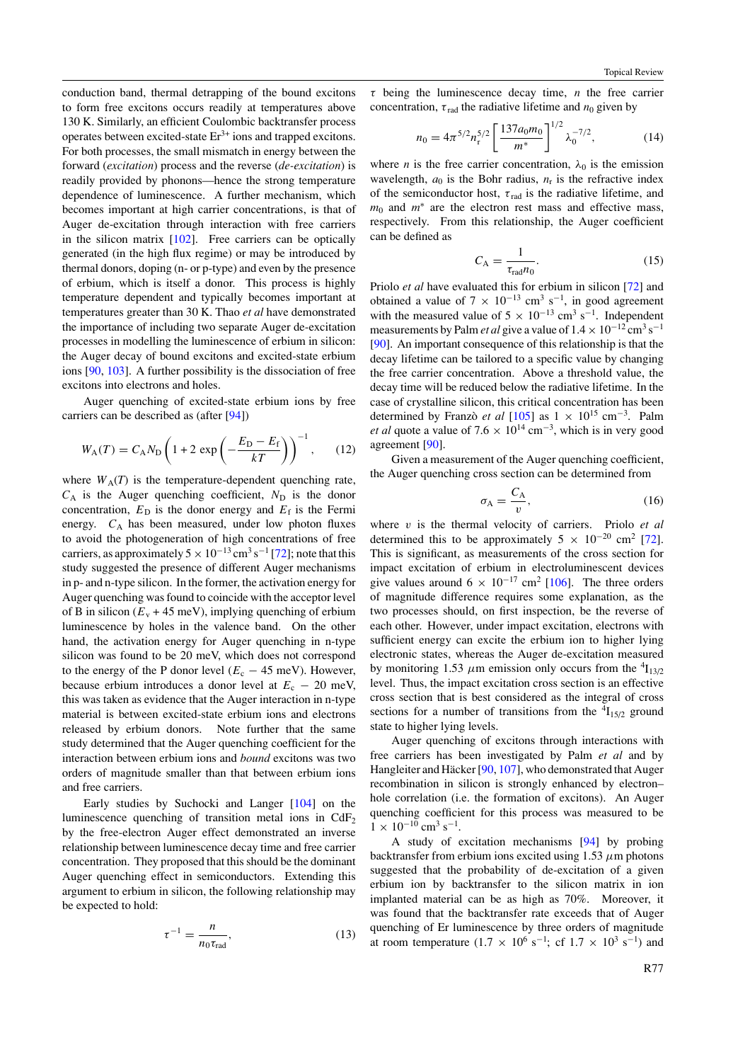conduction band, thermal detrapping of the bound excitons to form free excitons occurs readily at temperatures above 130 K. Similarly, an efficient Coulombic backtransfer process operates between excited-state $Er^{3+}$ ions and trapped excitons. For both processes, the small mismatch in energy between the forward (*excitation*) process and the reverse (*de-excitation*) is readily provided by phonons—hence the strong temperature dependence of luminescence. A further mechanism, which becomes important at high carrier concentrations, is that of Auger de-excitation through interaction with free carriers in the silicon matrix [102]. Free carriers can be optically generated (in the high flux regime) or may be introduced by thermal donors, doping (n- or p-type) and even by the presence of erbium, which is itself a donor. This process is highly temperature dependent and typically becomes important at temperatures greater than 30 K. Thao *et al* have demonstrated the importance of including two separate Auger de-excitation processes in modelling the luminescence of erbium in silicon: the Auger decay of bound excitons and excited-state erbium ions [90, 103]. A further possibility is the dissociation of free excitons into electrons and holes.

Auger quenching of excited-state erbium ions by free carriers can be described as (after [94])

$$W_A(T) = C_A N_D \left(1 + 2\exp\left(-\frac{E_D - E_f}{kT}\right)\right)^{-1}, \qquad (12)$$

where $W_A(T)$ is the temperature-dependent quenching rate, $C_A$ is the Auger quenching coefficient, $N_D$ is the donor concentration, $E_D$ is the donor energy and $E_f$ is the Fermi energy. $C_A$ has been measured, under low photon fluxes to avoid the photogeneration of high concentrations of free carriers, as approximately $5 \times 10^{-13}$ cm$^3$ s$^{-1}$ [72]; note that this study suggested the presence of different Auger mechanisms in p- and n-type silicon. In the former, the activation energy for Auger quenching was found to coincide with the acceptor level of B in silicon ($E_v$ + 45 meV), implying quenching of erbium luminescence by holes in the valence band. On the other hand, the activation energy for Auger quenching in n-type silicon was found to be 20 meV, which does not correspond to the energy of the P donor level ($E_c$ − 45 meV). However, because erbium introduces a donor level at $E_c$ − 20 meV, this was taken as evidence that the Auger interaction in n-type material is between excited-state erbium ions and electrons released by erbium donors. Note further that the same study determined that the Auger quenching coefficient for the interaction between erbium ions and *bound* excitons was two orders of magnitude smaller than that between erbium ions and free carriers.

Early studies by Suchocki and Langer [104] on the luminescence quenching of transition metal ions in $CdF_2$ by the free-electron Auger effect demonstrated an inverse relationship between luminescence decay time and free carrier concentration. They proposed that this should be the dominant Auger quenching effect in semiconductors. Extending this argument to erbium in silicon, the following relationship may be expected to hold:

$$\tau^{-1} = \frac{n}{n_0 \tau_{rad}}, \qquad (13)$$

$\tau$ being the luminescence decay time, $n$ the free carrier concentration, $\tau_{rad}$ the radiative lifetime and $n_0$ given by

$$n_0 = 4\pi^{5/2} n_r^{5/2} \left[\frac{137 a_0 m_0}{m^*}\right]^{1/2} \lambda_0^{-7/2}, \qquad (14)$$

where $n$ is the free carrier concentration, $\lambda_0$ is the emission wavelength, $a_0$ is the Bohr radius, $n_r$ is the refractive index of the semiconductor host, $\tau_{rad}$ is the radiative lifetime, and $m_0$ and $m^*$ are the electron rest mass and effective mass, respectively. From this relationship, the Auger coefficient can be defined as

$$C_A = \frac{1}{\tau_{rad} n_0}. \qquad (15)$$

Priolo *et al* have evaluated this for erbium in silicon [72] and obtained a value of $7 \times 10^{-13}$ cm$^3$ s$^{-1}$, in good agreement with the measured value of $5 \times 10^{-13}$ cm$^3$ s$^{-1}$. Independent measurements by Palm *et al* give a value of $1.4 \times 10^{-12}$ cm$^3$ s$^{-1}$ [90]. An important consequence of this relationship is that the decay lifetime can be tailored to a specific value by changing the free carrier concentration. Above a threshold value, the decay time will be reduced below the radiative lifetime. In the case of crystalline silicon, this critical concentration has been determined by Franzò *et al* [105] as $1 \times 10^{15}$ cm$^{-3}$. Palm *et al* quote a value of $7.6 \times 10^{14}$ cm$^{-3}$, which is in very good agreement [90].

Given a measurement of the Auger quenching coefficient, the Auger quenching cross section can be determined from

$$\sigma_A = \frac{C_A}{v}, \qquad (16)$$

where $v$ is the thermal velocity of carriers. Priolo *et al* determined this to be approximately $5 \times 10^{-20}$ cm$^2$ [72]. This is significant, as measurements of the cross section for impact excitation of erbium in electroluminescent devices give values around $6 \times 10^{-17}$ cm$^2$ [106]. The three orders of magnitude difference requires some explanation, as the two processes should, on first inspection, be the reverse of each other. However, under impact excitation, electrons with sufficient energy can excite the erbium ion to higher lying electronic states, whereas the Auger de-excitation measured by monitoring 1.53 $\mu$m emission only occurs from the $^4I_{13/2}$ level. Thus, the impact excitation cross section is an effective cross section that is best considered as the integral of cross sections for a number of transitions from the $^4I_{15/2}$ ground state to higher lying levels.

Auger quenching of excitons through interactions with free carriers has been investigated by Palm *et al* and by Hangleiter and Häcker [90, 107], who demonstrated that Auger recombination in silicon is strongly enhanced by electron–hole correlation (i.e. the formation of excitons). An Auger quenching coefficient for this process was measured to be $1 \times 10^{-10}$ cm$^3$ s$^{-1}$.

A study of excitation mechanisms [94] by probing backtransfer from erbium ions excited using 1.53 $\mu$m photons suggested that the probability of de-excitation of a given erbium ion by backtransfer to the silicon matrix in ion implanted material can be as high as 70%. Moreover, it was found that the backtransfer rate exceeds that of Auger quenching of Er luminescence by three orders of magnitude at room temperature ($1.7 \times 10^6$ s$^{-1}$; cf $1.7 \times 10^3$ s$^{-1}$) and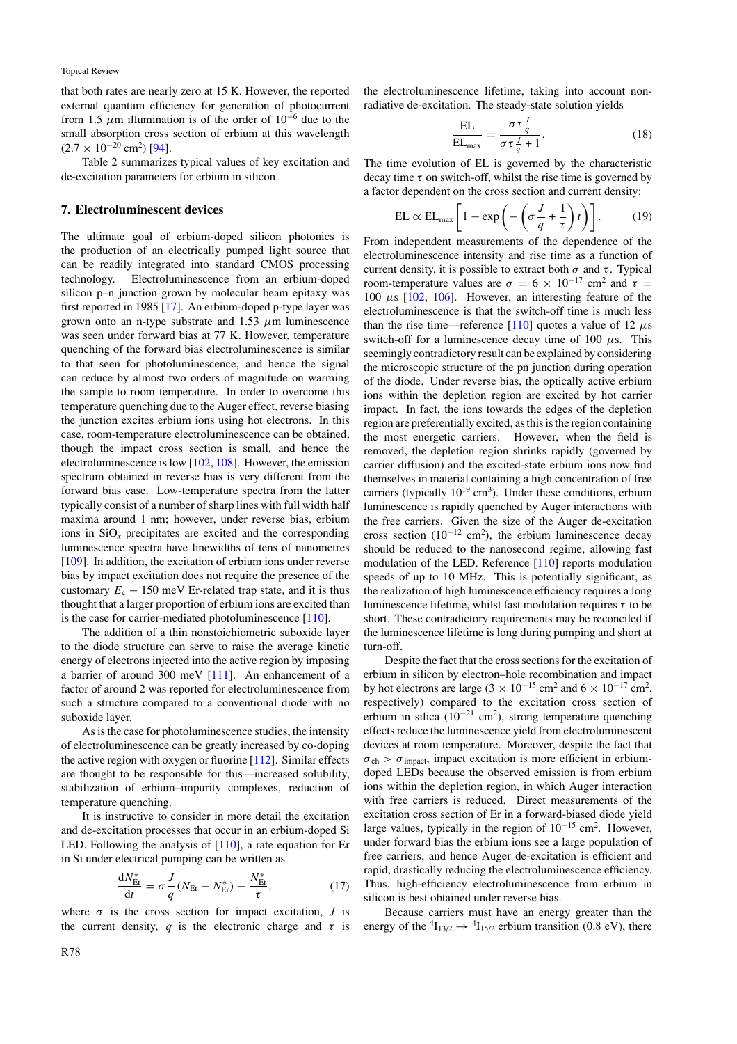that both rates are nearly zero at 15 K. However, the reported external quantum efficiency for generation of photocurrent from 1.5 $\mu$m illumination is of the order of $10^{-6}$ due to the small absorption cross section of erbium at this wavelength ($2.7 \times 10^{-20}$ cm$^2$) [94].

Table 2 summarizes typical values of key excitation and de-excitation parameters for erbium in silicon.

## 7. Electroluminescent devices

The ultimate goal of erbium-doped silicon photonics is the production of an electrically pumped light source that can be readily integrated into standard CMOS processing technology. Electroluminescence from an erbium-doped silicon p–n junction grown by molecular beam epitaxy was first reported in 1985 [17]. An erbium-doped p-type layer was grown onto an n-type substrate and 1.53 $\mu$m luminescence was seen under forward bias at 77 K. However, temperature quenching of the forward bias electroluminescence is similar to that seen for photoluminescence, and hence the signal can reduce by almost two orders of magnitude on warming the sample to room temperature. In order to overcome this temperature quenching due to the Auger effect, reverse biasing the junction excites erbium ions using hot electrons. In this case, room-temperature electroluminescence can be obtained, though the impact cross section is small, and hence the electroluminescence is low [102, 108]. However, the emission spectrum obtained in reverse bias is very different from the forward bias case. Low-temperature spectra from the latter typically consist of a number of sharp lines with full width half maxima around 1 nm; however, under reverse bias, erbium ions in $SiO_x$ precipitates are excited and the corresponding luminescence spectra have linewidths of tens of nanometres [109]. In addition, the excitation of erbium ions under reverse bias by impact excitation does not require the presence of the customary $E_c$ − 150 meV Er-related trap state, and it is thus thought that a larger proportion of erbium ions are excited than is the case for carrier-mediated photoluminescence [110].

The addition of a thin nonstoichiometric suboxide layer to the diode structure can serve to raise the average kinetic energy of electrons injected into the active region by imposing a barrier of around 300 meV [111]. An enhancement of a factor of around 2 was reported for electroluminescence from such a structure compared to a conventional diode with no suboxide layer.

As is the case for photoluminescence studies, the intensity of electroluminescence can be greatly increased by co-doping the active region with oxygen or fluorine [112]. Similar effects are thought to be responsible for this—increased solubility, stabilization of erbium–impurity complexes, reduction of temperature quenching.

It is instructive to consider in more detail the excitation and de-excitation processes that occur in an erbium-doped Si LED. Following the analysis of [110], a rate equation for Er in Si under electrical pumping can be written as

$$\frac{\mathrm{d}N_{\mathrm{Er}}^*}{\mathrm{d}t} = \sigma\frac{J}{q}(N_{\mathrm{Er}} - N_{\mathrm{Er}}^*) - \frac{N_{\mathrm{Er}}^*}{\tau}, \tag{17}$$

where $\sigma$ is the cross section for impact excitation, $J$ is the current density, $q$ is the electronic charge and $\tau$ is the electroluminescence lifetime, taking into account non-radiative de-excitation. The steady-state solution yields

$$\frac{\mathrm{EL}}{\mathrm{EL}_{\mathrm{max}}} = \frac{\sigma\tau\frac{J}{q}}{\sigma\tau\frac{J}{q} + 1}. \tag{18}$$

The time evolution of EL is governed by the characteristic decay time $\tau$ on switch-off, whilst the rise time is governed by a factor dependent on the cross section and current density:

$$\mathrm{EL} \propto \mathrm{EL}_{\mathrm{max}}\left[1 - \exp\left(-\left(\sigma\frac{J}{q} + \frac{1}{\tau}\right)t\right)\right]. \tag{19}$$

From independent measurements of the dependence of the electroluminescence intensity and rise time as a function of current density, it is possible to extract both $\sigma$ and $\tau$. Typical room-temperature values are $\sigma = 6 \times 10^{-17}$ cm$^2$ and $\tau = 100$ $\mu$s [102, 106]. However, an interesting feature of the electroluminescence is that the switch-off time is much less than the rise time—reference [110] quotes a value of 12 $\mu$s switch-off for a luminescence decay time of 100 $\mu$s. This seemingly contradictory result can be explained by considering the microscopic structure of the pn junction during operation of the diode. Under reverse bias, the optically active erbium ions within the depletion region are excited by hot carrier impact. In fact, the ions towards the edges of the depletion region are preferentially excited, as this is the region containing the most energetic carriers. However, when the field is removed, the depletion region shrinks rapidly (governed by carrier diffusion) and the excited-state erbium ions now find themselves in material containing a high concentration of free carriers (typically $10^{19}$ cm$^3$). Under these conditions, erbium luminescence is rapidly quenched by Auger interactions with the free carriers. Given the size of the Auger de-excitation cross section ($10^{-12}$ cm$^2$), the erbium luminescence decay should be reduced to the nanosecond regime, allowing fast modulation of the LED. Reference [110] reports modulation speeds of up to 10 MHz. This is potentially significant, as the realization of high luminescence efficiency requires a long luminescence lifetime, whilst fast modulation requires $\tau$ to be short. These contradictory requirements may be reconciled if the luminescence lifetime is long during pumping and short at turn-off.

Despite the fact that the cross sections for the excitation of erbium in silicon by electron–hole recombination and impact by hot electrons are large ($3 \times 10^{-15}$ cm$^2$ and $6 \times 10^{-17}$ cm$^2$, respectively) compared to the excitation cross section of erbium in silica ($10^{-21}$ cm$^2$), strong temperature quenching effects reduce the luminescence yield from electroluminescent devices at room temperature. Moreover, despite the fact that $\sigma_{\mathrm{eh}} > \sigma_{\mathrm{impact}}$, impact excitation is more efficient in erbium-doped LEDs because the observed emission is from erbium ions within the depletion region, in which Auger interaction with free carriers is reduced. Direct measurements of the excitation cross section of Er in a forward-biased diode yield large values, typically in the region of $10^{-15}$ cm$^2$. However, under forward bias the erbium ions see a large population of free carriers, and hence Auger de-excitation is efficient and rapid, drastically reducing the electroluminescence efficiency. Thus, high-efficiency electroluminescence from erbium in silicon is best obtained under reverse bias.

Because carriers must have an energy greater than the energy of the $^4I_{13/2} \rightarrow {}^4I_{15/2}$ erbium transition (0.8 eV), there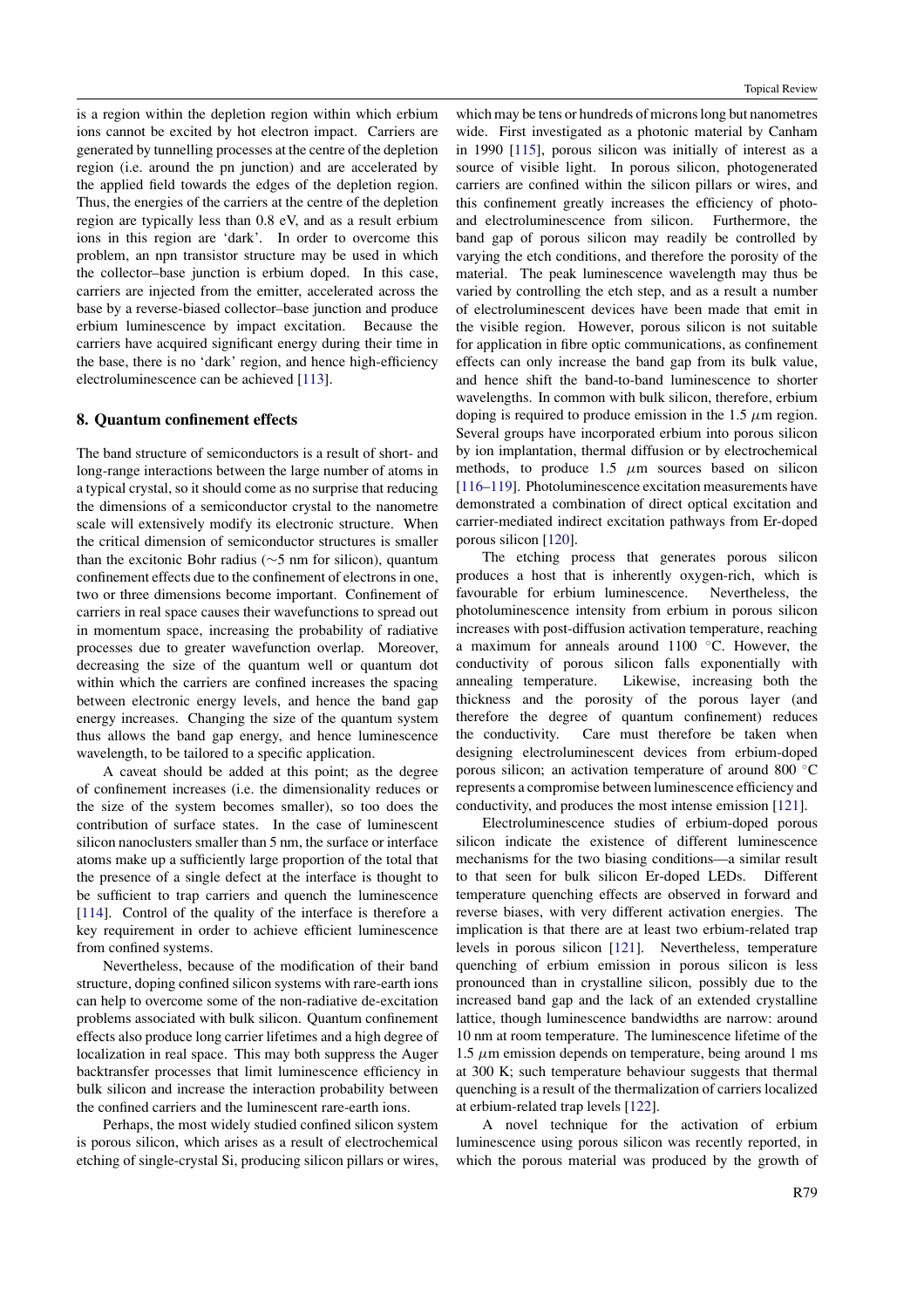is a region within the depletion region within which erbium ions cannot be excited by hot electron impact. Carriers are generated by tunnelling processes at the centre of the depletion region (i.e. around the pn junction) and are accelerated by the applied field towards the edges of the depletion region. Thus, the energies of the carriers at the centre of the depletion region are typically less than 0.8 eV, and as a result erbium ions in this region are 'dark'. In order to overcome this problem, an npn transistor structure may be used in which the collector–base junction is erbium doped. In this case, carriers are injected from the emitter, accelerated across the base by a reverse-biased collector–base junction and produce erbium luminescence by impact excitation. Because the carriers have acquired significant energy during their time in the base, there is no 'dark' region, and hence high-efficiency electroluminescence can be achieved [113].

## 8. Quantum confinement effects

The band structure of semiconductors is a result of short- and long-range interactions between the large number of atoms in a typical crystal, so it should come as no surprise that reducing the dimensions of a semiconductor crystal to the nanometre scale will extensively modify its electronic structure. When the critical dimension of semiconductor structures is smaller than the excitonic Bohr radius (∼5 nm for silicon), quantum confinement effects due to the confinement of electrons in one, two or three dimensions become important. Confinement of carriers in real space causes their wavefunctions to spread out in momentum space, increasing the probability of radiative processes due to greater wavefunction overlap. Moreover, decreasing the size of the quantum well or quantum dot within which the carriers are confined increases the spacing between electronic energy levels, and hence the band gap energy increases. Changing the size of the quantum system thus allows the band gap energy, and hence luminescence wavelength, to be tailored to a specific application.

A caveat should be added at this point; as the degree of confinement increases (i.e. the dimensionality reduces or the size of the system becomes smaller), so too does the contribution of surface states. In the case of luminescent silicon nanoclusters smaller than 5 nm, the surface or interface atoms make up a sufficiently large proportion of the total that the presence of a single defect at the interface is thought to be sufficient to trap carriers and quench the luminescence [114]. Control of the quality of the interface is therefore a key requirement in order to achieve efficient luminescence from confined systems.

Nevertheless, because of the modification of their band structure, doping confined silicon systems with rare-earth ions can help to overcome some of the non-radiative de-excitation problems associated with bulk silicon. Quantum confinement effects also produce long carrier lifetimes and a high degree of localization in real space. This may both suppress the Auger backtransfer processes that limit luminescence efficiency in bulk silicon and increase the interaction probability between the confined carriers and the luminescent rare-earth ions.

Perhaps, the most widely studied confined silicon system is porous silicon, which arises as a result of electrochemical etching of single-crystal Si, producing silicon pillars or wires, which may be tens or hundreds of microns long but nanometres wide. First investigated as a photonic material by Canham in 1990 [115], porous silicon was initially of interest as a source of visible light. In porous silicon, photogenerated carriers are confined within the silicon pillars or wires, and this confinement greatly increases the efficiency of photo- and electroluminescence from silicon. Furthermore, the band gap of porous silicon may readily be controlled by varying the etch conditions, and therefore the porosity of the material. The peak luminescence wavelength may thus be varied by controlling the etch step, and as a result a number of electroluminescent devices have been made that emit in the visible region. However, porous silicon is not suitable for application in fibre optic communications, as confinement effects can only increase the band gap from its bulk value, and hence shift the band-to-band luminescence to shorter wavelengths. In common with bulk silicon, therefore, erbium doping is required to produce emission in the 1.5 $\mu$m region. Several groups have incorporated erbium into porous silicon by ion implantation, thermal diffusion or by electrochemical methods, to produce 1.5 $\mu$m sources based on silicon [116–119]. Photoluminescence excitation measurements have demonstrated a combination of direct optical excitation and carrier-mediated indirect excitation pathways from Er-doped porous silicon [120].

The etching process that generates porous silicon produces a host that is inherently oxygen-rich, which is favourable for erbium luminescence. Nevertheless, the photoluminescence intensity from erbium in porous silicon increases with post-diffusion activation temperature, reaching a maximum for anneals around 1100 °C. However, the conductivity of porous silicon falls exponentially with annealing temperature. Likewise, increasing both the thickness and the porosity of the porous layer (and therefore the degree of quantum confinement) reduces the conductivity. Care must therefore be taken when designing electroluminescent devices from erbium-doped porous silicon; an activation temperature of around 800 °C represents a compromise between luminescence efficiency and conductivity, and produces the most intense emission [121].

Electroluminescence studies of erbium-doped porous silicon indicate the existence of different luminescence mechanisms for the two biasing conditions—a similar result to that seen for bulk silicon Er-doped LEDs. Different temperature quenching effects are observed in forward and reverse biases, with very different activation energies. The implication is that there are at least two erbium-related trap levels in porous silicon [121]. Nevertheless, temperature quenching of erbium emission in porous silicon is less pronounced than in crystalline silicon, possibly due to the increased band gap and the lack of an extended crystalline lattice, though luminescence bandwidths are narrow: around 10 nm at room temperature. The luminescence lifetime of the 1.5 $\mu$m emission depends on temperature, being around 1 ms at 300 K; such temperature behaviour suggests that thermal quenching is a result of the thermalization of carriers localized at erbium-related trap levels [122].

A novel technique for the activation of erbium luminescence using porous silicon was recently reported, in which the porous material was produced by the growth of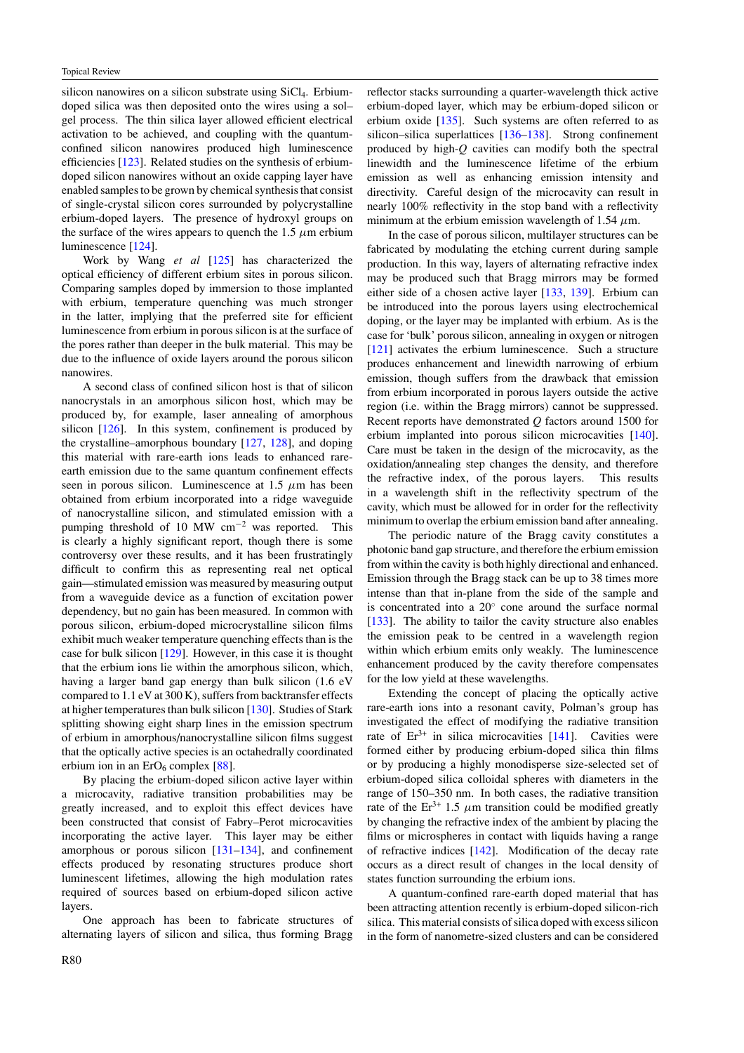silicon nanowires on a silicon substrate using $SiCl_4$. Erbium-doped silica was then deposited onto the wires using a sol–gel process. The thin silica layer allowed efficient electrical activation to be achieved, and coupling with the quantum-confined silicon nanowires produced high luminescence efficiencies [123]. Related studies on the synthesis of erbium-doped silicon nanowires without an oxide capping layer have enabled samples to be grown by chemical synthesis that consist of single-crystal silicon cores surrounded by polycrystalline erbium-doped layers. The presence of hydroxyl groups on the surface of the wires appears to quench the 1.5 $\mu$m erbium luminescence [124].

Work by Wang *et al* [125] has characterized the optical efficiency of different erbium sites in porous silicon. Comparing samples doped by immersion to those implanted with erbium, temperature quenching was much stronger in the latter, implying that the preferred site for efficient luminescence from erbium in porous silicon is at the surface of the pores rather than deeper in the bulk material. This may be due to the influence of oxide layers around the porous silicon nanowires.

A second class of confined silicon host is that of silicon nanocrystals in an amorphous silicon host, which may be produced by, for example, laser annealing of amorphous silicon [126]. In this system, confinement is produced by the crystalline–amorphous boundary [127, 128], and doping this material with rare-earth ions leads to enhanced rare-earth emission due to the same quantum confinement effects seen in porous silicon. Luminescence at 1.5 $\mu$m has been obtained from erbium incorporated into a ridge waveguide of nanocrystalline silicon, and stimulated emission with a pumping threshold of 10 MW $cm^{-2}$ was reported. This is clearly a highly significant report, though there is some controversy over these results, and it has been frustratingly difficult to confirm this as representing real net optical gain—stimulated emission was measured by measuring output from a waveguide device as a function of excitation power dependency, but no gain has been measured. In common with porous silicon, erbium-doped microcrystalline silicon films exhibit much weaker temperature quenching effects than is the case for bulk silicon [129]. However, in this case it is thought that the erbium ions lie within the amorphous silicon, which, having a larger band gap energy than bulk silicon (1.6 eV compared to 1.1 eV at 300 K), suffers from backtransfer effects at higher temperatures than bulk silicon [130]. Studies of Stark splitting showing eight sharp lines in the emission spectrum of erbium in amorphous/nanocrystalline silicon films suggest that the optically active species is an octahedrally coordinated erbium ion in an $ErO_6$ complex [88].

By placing the erbium-doped silicon active layer within a microcavity, radiative transition probabilities may be greatly increased, and to exploit this effect devices have been constructed that consist of Fabry–Perot microcavities incorporating the active layer. This layer may be either amorphous or porous silicon [131–134], and confinement effects produced by resonating structures produce short luminescent lifetimes, allowing the high modulation rates required of sources based on erbium-doped silicon active layers.

One approach has been to fabricate structures of alternating layers of silicon and silica, thus forming Bragg reflector stacks surrounding a quarter-wavelength thick active erbium-doped layer, which may be erbium-doped silicon or erbium oxide [135]. Such systems are often referred to as silicon–silica superlattices [136–138]. Strong confinement produced by high-$Q$ cavities can modify both the spectral linewidth and the luminescence lifetime of the erbium emission as well as enhancing emission intensity and directivity. Careful design of the microcavity can result in nearly 100% reflectivity in the stop band with a reflectivity minimum at the erbium emission wavelength of 1.54 $\mu$m.

In the case of porous silicon, multilayer structures can be fabricated by modulating the etching current during sample production. In this way, layers of alternating refractive index may be produced such that Bragg mirrors may be formed either side of a chosen active layer [133, 139]. Erbium can be introduced into the porous layers using electrochemical doping, or the layer may be implanted with erbium. As is the case for 'bulk' porous silicon, annealing in oxygen or nitrogen [121] activates the erbium luminescence. Such a structure produces enhancement and linewidth narrowing of erbium emission, though suffers from the drawback that emission from erbium incorporated in porous layers outside the active region (i.e. within the Bragg mirrors) cannot be suppressed. Recent reports have demonstrated $Q$ factors around 1500 for erbium implanted into porous silicon microcavities [140]. Care must be taken in the design of the microcavity, as the oxidation/annealing step changes the density, and therefore the refractive index, of the porous layers. This results in a wavelength shift in the reflectivity spectrum of the cavity, which must be allowed for in order for the reflectivity minimum to overlap the erbium emission band after annealing.

The periodic nature of the Bragg cavity constitutes a photonic band gap structure, and therefore the erbium emission from within the cavity is both highly directional and enhanced. Emission through the Bragg stack can be up to 38 times more intense than that in-plane from the side of the sample and is concentrated into a 20° cone around the surface normal [133]. The ability to tailor the cavity structure also enables the emission peak to be centred in a wavelength region within which erbium emits only weakly. The luminescence enhancement produced by the cavity therefore compensates for the low yield at these wavelengths.

Extending the concept of placing the optically active rare-earth ions into a resonant cavity, Polman's group has investigated the effect of modifying the radiative transition rate of $Er^{3+}$ in silica microcavities [141]. Cavities were formed either by producing erbium-doped silica thin films or by producing a highly monodisperse size-selected set of erbium-doped silica colloidal spheres with diameters in the range of 150–350 nm. In both cases, the radiative transition rate of the $Er^{3+}$ 1.5 $\mu$m transition could be modified greatly by changing the refractive index of the ambient by placing the films or microspheres in contact with liquids having a range of refractive indices [142]. Modification of the decay rate occurs as a direct result of changes in the local density of states function surrounding the erbium ions.

A quantum-confined rare-earth doped material that has been attracting attention recently is erbium-doped silicon-rich silica. This material consists of silica doped with excess silicon in the form of nanometre-sized clusters and can be considered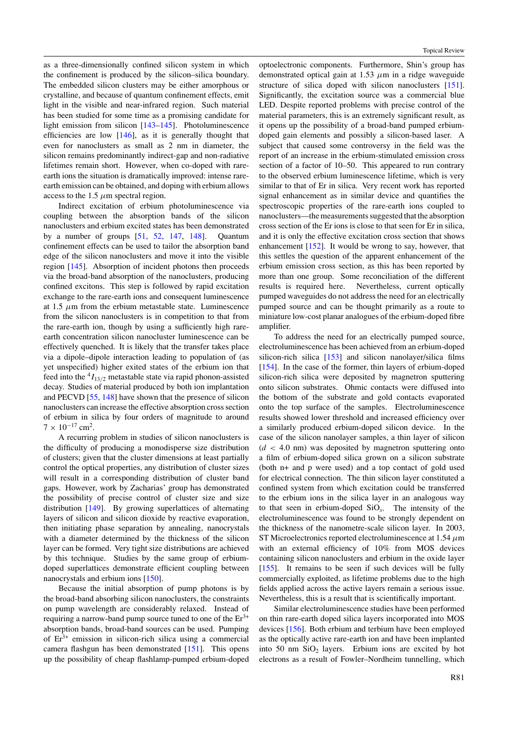as a three-dimensionally confined silicon system in which the confinement is produced by the silicon–silica boundary. The embedded silicon clusters may be either amorphous or crystalline, and because of quantum confinement effects, emit light in the visible and near-infrared region. Such material has been studied for some time as a promising candidate for light emission from silicon [143–145]. Photoluminescence efficiencies are low [146], as it is generally thought that even for nanoclusters as small as 2 nm in diameter, the silicon remains predominantly indirect-gap and non-radiative lifetimes remain short. However, when co-doped with rare-earth ions the situation is dramatically improved: intense rare-earth emission can be obtained, and doping with erbium allows access to the 1.5 $\mu$m spectral region.

Indirect excitation of erbium photoluminescence via coupling between the absorption bands of the silicon nanoclusters and erbium excited states has been demonstrated by a number of groups [51, 52, 147, 148]. Quantum confinement effects can be used to tailor the absorption band edge of the silicon nanoclusters and move it into the visible region [145]. Absorption of incident photons then proceeds via the broad-band absorption of the nanoclusters, producing confined excitons. This step is followed by rapid excitation exchange to the rare-earth ions and consequent luminescence at 1.5 $\mu$m from the erbium metastable state. Luminescence from the silicon nanoclusters is in competition to that from the rare-earth ion, though by using a sufficiently high rare-earth concentration silicon nanocluster luminescence can be effectively quenched. It is likely that the transfer takes place via a dipole–dipole interaction leading to population of (as yet unspecified) higher exited states of the erbium ion that feed into the $^4I_{13/2}$ metastable state via rapid phonon-assisted decay. Studies of material produced by both ion implantation and PECVD [55, 148] have shown that the presence of silicon nanoclusters can increase the effective absorption cross section of erbium in silica by four orders of magnitude to around $7 \times 10^{-17}$ cm$^2$.

A recurring problem in studies of silicon nanoclusters is the difficulty of producing a monodisperse size distribution of clusters; given that the cluster dimensions at least partially control the optical properties, any distribution of cluster sizes will result in a corresponding distribution of cluster band gaps. However, work by Zacharias' group has demonstrated the possibility of precise control of cluster size and size distribution [149]. By growing superlattices of alternating layers of silicon and silicon dioxide by reactive evaporation, then initiating phase separation by annealing, nanocrystals with a diameter determined by the thickness of the silicon layer can be formed. Very tight size distributions are achieved by this technique. Studies by the same group of erbium-doped superlattices demonstrate efficient coupling between nanocrystals and erbium ions [150].

Because the initial absorption of pump photons is by the broad-band absorbing silicon nanoclusters, the constraints on pump wavelength are considerably relaxed. Instead of requiring a narrow-band pump source tuned to one of the $Er^{3+}$ absorption bands, broad-band sources can be used. Pumping of $Er^{3+}$ emission in silicon-rich silica using a commercial camera flashgun has been demonstrated [151]. This opens up the possibility of cheap flashlamp-pumped erbium-doped optoelectronic components. Furthermore, Shin's group has demonstrated optical gain at 1.53 $\mu$m in a ridge waveguide structure of silica doped with silicon nanoclusters [151]. Significantly, the excitation source was a commercial blue LED. Despite reported problems with precise control of the material parameters, this is an extremely significant result, as it opens up the possibility of a broad-band pumped erbium-doped gain elements and possibly a silicon-based laser. A subject that caused some controversy in the field was the report of an increase in the erbium-stimulated emission cross section of a factor of 10–50. This appeared to run contrary to the observed erbium luminescence lifetime, which is very similar to that of Er in silica. Very recent work has reported signal enhancement as in similar device and quantifies the spectroscopic properties of the rare-earth ions coupled to nanoclusters—the measurements suggested that the absorption cross section of the Er ions is close to that seen for Er in silica, and it is only the effective excitation cross section that shows enhancement [152]. It would be wrong to say, however, that this settles the question of the apparent enhancement of the erbium emission cross section, as this has been reported by more than one group. Some reconciliation of the different results is required here. Nevertheless, current optically pumped waveguides do not address the need for an electrically pumped source and can be thought primarily as a route to miniature low-cost planar analogues of the erbium-doped fibre amplifier.

To address the need for an electrically pumped source, electroluminescence has been achieved from an erbium-doped silicon-rich silica [153] and silicon nanolayer/silica films [154]. In the case of the former, thin layers of erbium-doped silicon-rich silica were deposited by magnetron sputtering onto silicon substrates. Ohmic contacts were diffused into the bottom of the substrate and gold contacts evaporated onto the top surface of the samples. Electroluminescence results showed lower threshold and increased efficiency over a similarly produced erbium-doped silicon device. In the case of the silicon nanolayer samples, a thin layer of silicon ($d$ < 4.0 nm) was deposited by magnetron sputtering onto a film of erbium-doped silica grown on a silicon substrate (both n+ and p were used) and a top contact of gold used for electrical connection. The thin silicon layer constituted a confined system from which excitation could be transferred to the erbium ions in the silica layer in an analogous way to that seen in erbium-doped $SiO_x$. The intensity of the electroluminescence was found to be strongly dependent on the thickness of the nanometre-scale silicon layer. In 2003, ST Microelectronics reported electroluminescence at 1.54 $\mu$m with an external efficiency of 10% from MOS devices containing silicon nanoclusters and erbium in the oxide layer [155]. It remains to be seen if such devices will be fully commercially exploited, as lifetime problems due to the high fields applied across the active layers remain a serious issue. Nevertheless, this is a result that is scientifically important.

Similar electroluminescence studies have been performed on thin rare-earth doped silica layers incorporated into MOS devices [156]. Both erbium and terbium have been employed as the optically active rare-earth ion and have been implanted into 50 nm $SiO_2$ layers. Erbium ions are excited by hot electrons as a result of Fowler–Nordheim tunnelling, which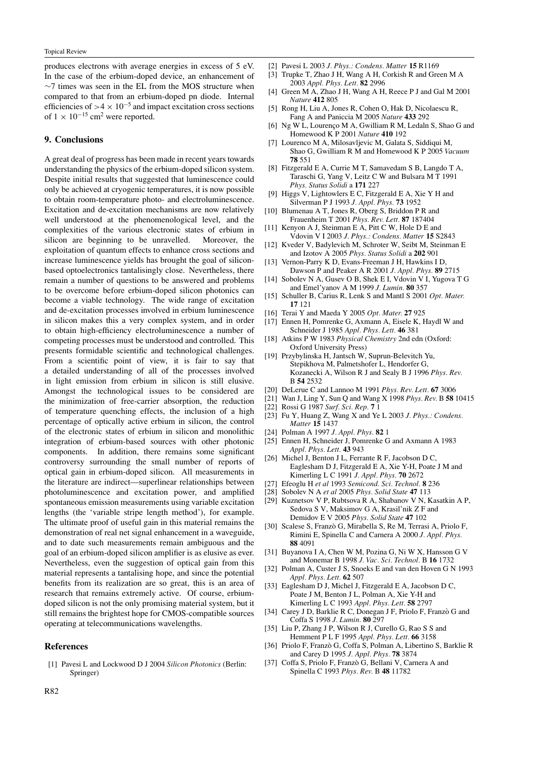produces electrons with average energies in excess of 5 eV. In the case of the erbium-doped device, an enhancement of ∼7 times was seen in the EL from the MOS structure when compared to that from an erbium-doped pn diode. Internal efficiencies of $>4 \times 10^{-5}$ and impact excitation cross sections of $1 \times 10^{-15}$ cm$^2$ were reported.

## 9. Conclusions

A great deal of progress has been made in recent years towards understanding the physics of the erbium-doped silicon system. Despite initial results that suggested that luminescence could only be achieved at cryogenic temperatures, it is now possible to obtain room-temperature photo- and electroluminescence. Excitation and de-excitation mechanisms are now relatively well understood at the phenomenological level, and the complexities of the various electronic states of erbium in silicon are beginning to be unravelled. Moreover, the exploitation of quantum effects to enhance cross sections and increase luminescence yields has brought the goal of silicon-based optoelectronics tantalisingly close. Nevertheless, there remain a number of questions to be answered and problems to be overcome before erbium-doped silicon photonics can become a viable technology. The wide range of excitation and de-excitation processes involved in erbium luminescence in silicon makes this a very complex system, and in order to obtain high-efficiency electroluminescence a number of competing processes must be understood and controlled. This presents formidable scientific and technological challenges. From a scientific point of view, it is fair to say that a detailed understanding of all of the processes involved in light emission from erbium in silicon is still elusive. Amongst the technological issues to be considered are the minimization of free-carrier absorption, the reduction of temperature quenching effects, the inclusion of a high percentage of optically active erbium in silicon, the control of the electronic states of erbium in silicon and monolithic integration of erbium-based sources with other photonic components. In addition, there remains some significant controversy surrounding the small number of reports of optical gain in erbium-doped silicon. All measurements in the literature are indirect—superlinear relationships between photoluminescence and excitation power, and amplified spontaneous emission measurements using variable excitation lengths (the 'variable stripe length method'), for example. The ultimate proof of useful gain in this material remains the demonstration of real net signal enhancement in a waveguide, and to date such measurements remain ambiguous and the goal of an erbium-doped silicon amplifier is as elusive as ever. Nevertheless, even the suggestion of optical gain from this material represents a tantalising hope, and since the potential benefits from its realization are so great, this is an area of research that remains extremely active. Of course, erbium-doped silicon is not the only promising material system, but it still remains the brightest hope for CMOS-compatible sources operating at telecommunications wavelengths.

## References

[1] Pavesi L and Lockwood D J 2004 *Silicon Photonics* (Berlin: Springer)

[2] Pavesi L 2003 *J. Phys.: Condens. Matter* **15** R1169

[3] Trupke T, Zhao J H, Wang A H, Corkish R and Green M A 2003 *Appl. Phys. Lett.* **82** 2996

[4] Green M A, Zhao J H, Wang A H, Reece P J and Gal M 2001 *Nature* **412** 805

[5] Rong H, Liu A, Jones R, Cohen O, Hak D, Nicolaescu R, Fang A and Paniccia M 2005 *Nature* **433** 292

[6] Ng W L, Lourenço M A, Gwilliam R M, Ledaln S, Shao G and Homewood K P 2001 *Nature* **410** 192

[7] Lourenco M A, Milosavljevic M, Galata S, Siddiqui M, Shao G, Gwilliam R M and Homewood K P 2005 *Vacuum* **78** 551

[8] Fitzgerald E A, Currie M T, Samavedam S B, Langdo T A, Taraschi G, Yang V, Leitz C W and Bulsara M T 1991 *Phys. Status Solidi* a **171** 227

[9] Higgs V, Lightowlers E C, Fitzgerald E A, Xie Y H and Silverman P J 1993 *J. Appl. Phys.* **73** 1952

[10] Blumenau A T, Jones R, Oberg S, Briddon P R and Frauenheim T 2001 *Phys. Rev. Lett.* **87** 187404

[11] Kenyon A J, Steinman E A, Pitt C W, Hole D E and Vdovin V I 2003 *J. Phys.: Condens. Matter* **15** S2843

[12] Kveder V, Badylevich M, Schroter W, Seibt M, Steinman E and Izotov A 2005 *Phys. Status Solidi* a **202** 901

[13] Vernon-Parry K D, Evans-Freeman J H, Hawkins I D, Dawson P and Peaker A R 2001 *J. Appl. Phys.* **89** 2715

[14] Sobolev N A, Gusev O B, Shek E I, Vdovin V I, Yugova T G and Emel'yanov A M 1999 *J. Lumin.* **80** 357

[15] Schuller B, Carius R, Lenk S and Mantl S 2001 *Opt. Mater.* **17** 121

[16] Terai Y and Maeda Y 2005 *Opt. Mater.* **27** 925

[17] Ennen H, Pomrenke G, Axmann A, Eisele K, Haydl W and Schneider J 1985 *Appl. Phys. Lett.* **46** 381

[18] Atkins P W 1983 *Physical Chemistry* 2nd edn (Oxford: Oxford University Press)

[19] Przybylinska H, Jantsch W, Suprun-Belevitch Yu, Stepikhova M, Palmetshofer L, Hendorfer G, Kozanecki A, Wilson R J and Sealy B J 1996 *Phys. Rev.* B **54** 2532

[20] DeLerue C and Lannoo M 1991 *Phys. Rev. Lett.* **67** 3006

[21] Wan J, Ling Y, Sun Q and Wang X 1998 *Phys. Rev.* B **58** 10415

[22] Rossi G 1987 *Surf. Sci. Rep.* **7** 1

[23] Fu Y, Huang Z, Wang X and Ye L 2003 *J. Phys.: Condens. Matter* **15** 1437

[24] Polman A 1997 *J. Appl. Phys.* **82** 1

[25] Ennen H, Schneider J, Pomrenke G and Axmann A 1983 *Appl. Phys. Lett.* **43** 943

[26] Michel J, Benton J L, Ferrante R F, Jacobson D C, Eaglesham D J, Fitzgerald E A, Xie Y-H, Poate J M and Kimerling L C 1991 *J. Appl. Phys.* **70** 2672

[27] Efeoglu H *et al* 1993 *Semicond. Sci. Technol.* **8** 236

[28] Sobolev N A *et al* 2005 *Phys. Solid State* **47** 113

[29] Kuznetsov V P, Rubtsova R A, Shabanov V N, Kasatkin A P, Sedova S V, Maksimov G A, Krasil'nik Z F and Demidov E V 2005 *Phys. Solid State* **47** 102

[30] Scalese S, Franzò G, Mirabella S, Re M, Terrasi A, Priolo F, Rimini E, Spinella C and Carnera A 2000 *J. Appl. Phys.* **88** 4091

[31] Buyanova I A, Chen W M, Pozina G, Ni W X, Hansson G V and Monemar B 1998 *J. Vac. Sci. Technol.* B **16** 1732

[32] Polman A, Custer J S, Snoeks E and van den Hoven G N 1993 *Appl. Phys. Lett.* **62** 507

[33] Eaglesham D J, Michel J, Fitzgerald E A, Jacobson D C, Poate J M, Benton J L, Polman A, Xie Y-H and Kimerling L C 1993 *Appl. Phys. Lett.* **58** 2797

[34] Carey J D, Barklie R C, Donegan J F, Priolo F, Franzò G and Coffa S 1998 *J. Lumin.* **80** 297

[35] Liu P, Zhang J P, Wilson R J, Curello G, Rao S S and Hemment P L F 1995 *Appl. Phys. Lett.* **66** 3158

[36] Priolo F, Franzò G, Coffa S, Polman A, Libertino S, Barklie R and Carey D 1995 *J. Appl. Phys.* **78** 3874

[37] Coffa S, Priolo F, Franzò G, Bellani V, Carnera A and Spinella C 1993 *Phys. Rev.* B **48** 11782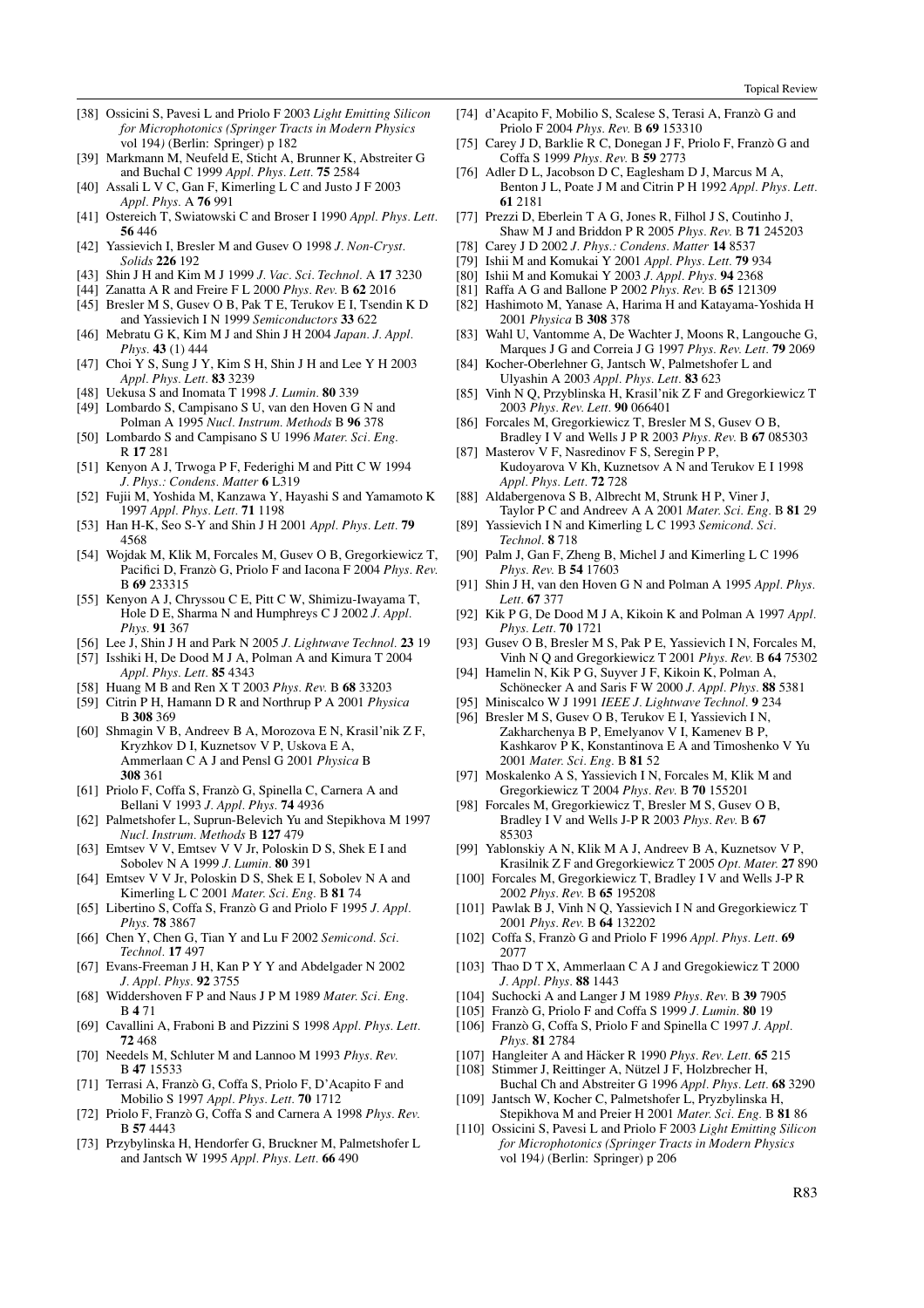[38] Ossicini S, Pavesi L and Priolo F 2003 *Light Emitting Silicon for Microphotonics (Springer Tracts in Modern Physics* vol 194*)* (Berlin: Springer) p 182

[39] Markmann M, Neufeld E, Sticht A, Brunner K, Abstreiter G and Buchal C 1999 *Appl. Phys. Lett.* **75** 2584

[40] Assali L V C, Gan F, Kimerling L C and Justo J F 2003 *Appl. Phys.* A **76** 991

[41] Ostereich T, Swiatowski C and Broser I 1990 *Appl. Phys. Lett.* **56** 446

[42] Yassievich I, Bresler M and Gusev O 1998 *J. Non-Cryst. Solids* **226** 192

[43] Shin J H and Kim M J 1999 *J. Vac. Sci. Technol.* A **17** 3230

[44] Zanatta A R and Freire F L 2000 *Phys. Rev.* B **62** 2016

[45] Bresler M S, Gusev O B, Pak T E, Terukov E I, Tsendin K D and Yassievich I N 1999 *Semiconductors* **33** 622

[46] Mebratu G K, Kim M J and Shin J H 2004 *Japan. J. Appl. Phys.* **43** (1) 444

[47] Choi Y S, Sung J Y, Kim S H, Shin J H and Lee Y H 2003 *Appl. Phys. Lett.* **83** 3239

[48] Uekusa S and Inomata T 1998 *J. Lumin.* **80** 339

[49] Lombardo S, Campisano S U, van den Hoven G N and Polman A 1995 *Nucl. Instrum. Methods* B **96** 378

[50] Lombardo S and Campisano S U 1996 *Mater. Sci. Eng.* R **17** 281

[51] Kenyon A J, Trwoga P F, Federighi M and Pitt C W 1994 *J. Phys.: Condens. Matter* **6** L319

[52] Fujii M, Yoshida M, Kanzawa Y, Hayashi S and Yamamoto K 1997 *Appl. Phys. Lett.* **71** 1198

[53] Han H-K, Seo S-Y and Shin J H 2001 *Appl. Phys. Lett.* **79** 4568

[54] Wojdak M, Klik M, Forcales M, Gusev O B, Gregorkiewicz T, Pacifici D, Franzò G, Priolo F and Iacona F 2004 *Phys. Rev.* B **69** 233315

[55] Kenyon A J, Chryssou C E, Pitt C W, Shimizu-Iwayama T, Hole D E, Sharma N and Humphreys C J 2002 *J. Appl. Phys.* **91** 367

[56] Lee J, Shin J H and Park N 2005 *J. Lightwave Technol.* **23** 19

[57] Isshiki H, De Dood M J A, Polman A and Kimura T 2004 *Appl. Phys. Lett.* **85** 4343

[58] Huang M B and Ren X T 2003 *Phys. Rev.* B **68** 33203

[59] Citrin P H, Hamann D R and Northrup P A 2001 *Physica* B **308** 369

[60] Shmagin V B, Andreev B A, Morozova E N, Krasil'nik Z F, Kryzhkov D I, Kuznetsov V P, Uskova E A, Ammerlaan C A J and Pensl G 2001 *Physica* B **308** 361

[61] Priolo F, Coffa S, Franzò G, Spinella C, Carnera A and Bellani V 1993 *J. Appl. Phys.* **74** 4936

[62] Palmetshofer L, Suprun-Belevich Yu and Stepikhova M 1997 *Nucl. Instrum. Methods* B **127** 479

[63] Emtsev V V, Emtsev V V Jr, Poloskin D S, Shek E I and Sobolev N A 1999 *J. Lumin.* **80** 391

[64] Emtsev V V Jr, Poloskin D S, Shek E I, Sobolev N A and Kimerling L C 2001 *Mater. Sci. Eng.* B **81** 74

[65] Libertino S, Coffa S, Franzò G and Priolo F 1995 *J. Appl. Phys.* **78** 3867

[66] Chen Y, Chen G, Tian Y and Lu F 2002 *Semicond. Sci. Technol.* **17** 497

[67] Evans-Freeman J H, Kan P Y Y and Abdelgader N 2002 *J. Appl. Phys.* **92** 3755

[68] Widdershoven F P and Naus J P M 1989 *Mater. Sci. Eng.* B **4** 71

[69] Cavallini A, Fraboni B and Pizzini S 1998 *Appl. Phys. Lett.* **72** 468

[70] Needels M, Schluter M and Lannoo M 1993 *Phys. Rev.* B **47** 15533

[71] Terrasi A, Franzò G, Coffa S, Priolo F, D'Acapito F and Mobilio S 1997 *Appl. Phys. Lett.* **70** 1712

[72] Priolo F, Franzò G, Coffa S and Carnera A 1998 *Phys. Rev.* B **57** 4443

[73] Przybylinska H, Hendorfer G, Bruckner M, Palmetshofer L and Jantsch W 1995 *Appl. Phys. Lett.* **66** 490

[74] d'Acapito F, Mobilio S, Scalese S, Terasi A, Franzò G and Priolo F 2004 *Phys. Rev.* B **69** 153310

[75] Carey J D, Barklie R C, Donegan J F, Priolo F, Franzò G and Coffa S 1999 *Phys. Rev.* B **59** 2773

[76] Adler D L, Jacobson D C, Eaglesham D J, Marcus M A, Benton J L, Poate J M and Citrin P H 1992 *Appl. Phys. Lett.* **61** 2181

[77] Prezzi D, Eberlein T A G, Jones R, Filhol J S, Coutinho J, Shaw M J and Briddon P R 2005 *Phys. Rev.* B **71** 245203

[78] Carey J D 2002 *J. Phys.: Condens. Matter* **14** 8537

[79] Ishii M and Komukai Y 2001 *Appl. Phys. Lett.* **79** 934

[80] Ishii M and Komukai Y 2003 *J. Appl. Phys.* **94** 2368

[81] Raffa A G and Ballone P 2002 *Phys. Rev.* B **65** 121309

[82] Hashimoto M, Yanase A, Harima H and Katayama-Yoshida H 2001 *Physica* B **308** 378

[83] Wahl U, Vantomme A, De Wachter J, Moons R, Langouche G, Marques J G and Correia J G 1997 *Phys. Rev. Lett.* **79** 2069

[84] Kocher-Oberlehner G, Jantsch W, Palmetshofer L and Ulyashin A 2003 *Appl. Phys. Lett.* **83** 623

[85] Vinh N Q, Przyblinska H, Krasil'nik Z F and Gregorkiewicz T 2003 *Phys. Rev. Lett.* **90** 066401

[86] Forcales M, Gregorkiewicz T, Bresler M S, Gusev O B, Bradley I V and Wells J P R 2003 *Phys. Rev.* B **67** 085303

[87] Masterov V F, Nasredinov F S, Seregin P P, Kudoyarova V Kh, Kuznetsov A N and Terukov E I 1998 *Appl. Phys. Lett.* **72** 728

[88] Aldabergenova S B, Albrecht M, Strunk H P, Viner J, Taylor P C and Andreev A A 2001 *Mater. Sci. Eng.* B **81** 29

[89] Yassievich I N and Kimerling L C 1993 *Semicond. Sci. Technol.* **8** 718

[90] Palm J, Gan F, Zheng B, Michel J and Kimerling L C 1996 *Phys. Rev.* B **54** 17603

[91] Shin J H, van den Hoven G N and Polman A 1995 *Appl. Phys. Lett.* **67** 377

[92] Kik P G, De Dood M J A, Kikoin K and Polman A 1997 *Appl. Phys. Lett.* **70** 1721

[93] Gusev O B, Bresler M S, Pak P E, Yassievich I N, Forcales M, Vinh N Q and Gregorkiewicz T 2001 *Phys. Rev.* B **64** 75302

[94] Hamelin N, Kik P G, Suyver J F, Kikoin K, Polman A, Schönecker A and Saris F W 2000 *J. Appl. Phys.* **88** 5381

[95] Miniscalco W J 1991 *IEEE J. Lightwave Technol.* **9** 234

[96] Bresler M S, Gusev O B, Terukov E I, Yassievich I N, Zakharchenya B P, Emelyanov V I, Kamenev B P, Kashkarov P K, Konstantinova E A and Timoshenko V Yu 2001 *Mater. Sci. Eng.* B **81** 52

[97] Moskalenko A S, Yassievich I N, Forcales M, Klik M and Gregorkiewicz T 2004 *Phys. Rev.* B **70** 155201

[98] Forcales M, Gregorkiewicz T, Bresler M S, Gusev O B, Bradley I V and Wells J-P R 2003 *Phys. Rev.* B **67** 85303

[99] Yablonskiy A N, Klik M A J, Andreev B A, Kuznetsov V P, Krasilnik Z F and Gregorkiewicz T 2005 *Opt. Mater.* **27** 890

[100] Forcales M, Gregorkiewicz T, Bradley I V and Wells J-P R 2002 *Phys. Rev.* B **65** 195208

[101] Pawlak B J, Vinh N Q, Yassievich I N and Gregorkiewicz T 2001 *Phys. Rev.* B **64** 132202

[102] Coffa S, Franzò G and Priolo F 1996 *Appl. Phys. Lett.* **69** 2077

[103] Thao D T X, Ammerlaan C A J and Gregokiewicz T 2000 *J. Appl. Phys.* **88** 1443

[104] Suchocki A and Langer J M 1989 *Phys. Rev.* B **39** 7905

[105] Franzò G, Priolo F and Coffa S 1999 *J. Lumin.* **80** 19

[106] Franzò G, Coffa S, Priolo F and Spinella C 1997 *J. Appl. Phys.* **81** 2784

[107] Hangleiter A and Häcker R 1990 *Phys. Rev. Lett.* **65** 215

[108] Stimmer J, Reittinger A, Nützel J F, Holzbrecher H, Buchal Ch and Abstreiter G 1996 *Appl. Phys. Lett.* **68** 3290

[109] Jantsch W, Kocher C, Palmetshofer L, Pryzbylinska H, Stepikhova M and Preier H 2001 *Mater. Sci. Eng.* B **81** 86

[110] Ossicini S, Pavesi L and Priolo F 2003 *Light Emitting Silicon for Microphotonics (Springer Tracts in Modern Physics* vol 194*)* (Berlin: Springer) p 206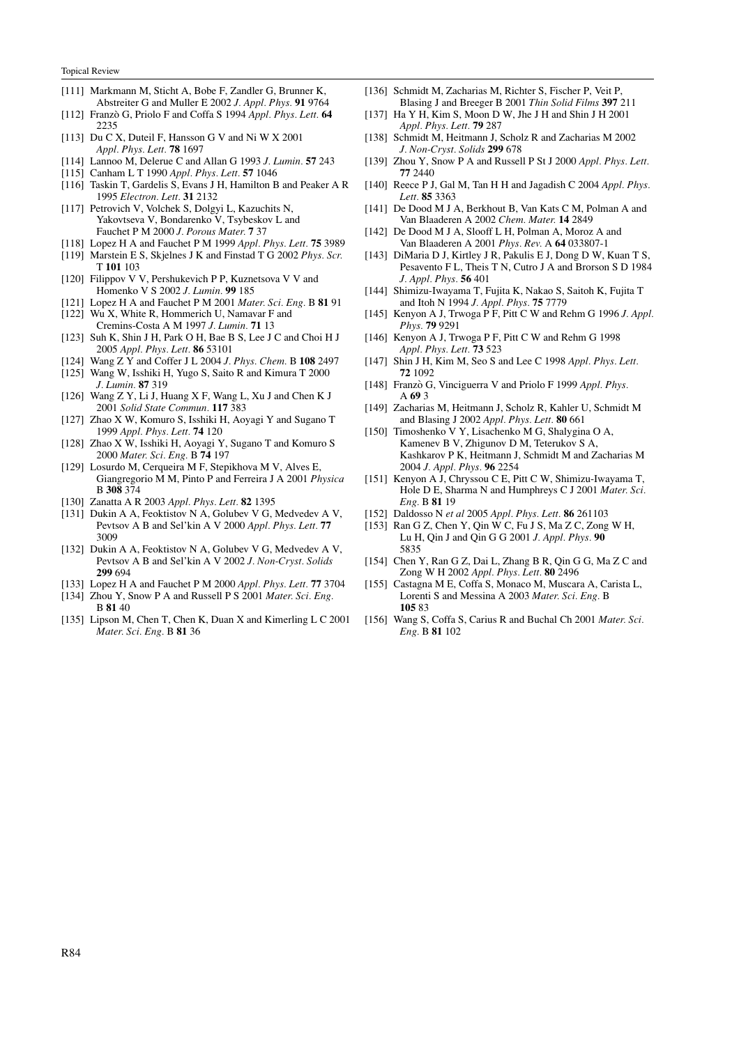- [111] Markmann M, Sticht A, Bobe F, Zandler G, Brunner K, Abstreiter G and Muller E 2002 *J. Appl. Phys.* **91** 9764
- [112] Franzò G, Priolo F and Coffa S 1994 *Appl. Phys. Lett.* **64** 2235
- [113] Du C X, Duteil F, Hansson G V and Ni W X 2001 *Appl. Phys. Lett.* **78** 1697
- [114] Lannoo M, Delerue C and Allan G 1993 *J. Lumin.* **57** 243
- [115] Canham L T 1990 *Appl. Phys. Lett.* **57** 1046
- [116] Taskin T, Gardelis S, Evans J H, Hamilton B and Peaker A R 1995 *Electron. Lett.* **31** 2132
- [117] Petrovich V, Volchek S, Dolgyi L, Kazuchits N, Yakovtseva V, Bondarenko V, Tsybeskov L and Fauchet P M 2000 *J. Porous Mater.* **7** 37
- [118] Lopez H A and Fauchet P M 1999 *Appl. Phys. Lett.* **75** 3989
- [119] Marstein E S, Skjelnes J K and Finstad T G 2002 *Phys. Scr.* T **101** 103
- [120] Filippov V V, Pershukevich P P, Kuznetsova V V and Homenko V S 2002 *J. Lumin.* **99** 185
- [121] Lopez H A and Fauchet P M 2001 *Mater. Sci. Eng.* B **81** 91
- [122] Wu X, White R, Hommerich U, Namavar F and Cremins-Costa A M 1997 *J. Lumin.* **71** 13
- [123] Suh K, Shin J H, Park O H, Bae B S, Lee J C and Choi H J 2005 *Appl. Phys. Lett.* **86** 53101
- [124] Wang Z Y and Coffer J L 2004 *J. Phys. Chem.* B **108** 2497
- [125] Wang W, Isshiki H, Yugo S, Saito R and Kimura T 2000 *J. Lumin.* **87** 319
- [126] Wang Z Y, Li J, Huang X F, Wang L, Xu J and Chen K J 2001 *Solid State Commun.* **117** 383
- [127] Zhao X W, Komuro S, Isshiki H, Aoyagi Y and Sugano T 1999 *Appl. Phys. Lett.* **74** 120
- [128] Zhao X W, Isshiki H, Aoyagi Y, Sugano T and Komuro S 2000 *Mater. Sci. Eng.* B **74** 197
- [129] Losurdo M, Cerqueira M F, Stepikhova M V, Alves E, Giangregorio M M, Pinto P and Ferreira J A 2001 *Physica* B **308** 374
- [130] Zanatta A R 2003 *Appl. Phys. Lett.* **82** 1395
- [131] Dukin A A, Feoktistov N A, Golubev V G, Medvedev A V, Pevtsov A B and Sel'kin A V 2000 *Appl. Phys. Lett.* **77** 3009
- [132] Dukin A A, Feoktistov N A, Golubev V G, Medvedev A V, Pevtsov A B and Sel'kin A V 2002 *J. Non-Cryst. Solids* **299** 694
- [133] Lopez H A and Fauchet P M 2000 *Appl. Phys. Lett.* **77** 3704
- [134] Zhou Y, Snow P A and Russell P S 2001 *Mater. Sci. Eng.* B **81** 40
- [135] Lipson M, Chen T, Chen K, Duan X and Kimerling L C 2001 *Mater. Sci. Eng.* B **81** 36
- [136] Schmidt M, Zacharias M, Richter S, Fischer P, Veit P, Blasing J and Breeger B 2001 *Thin Solid Films* **397** 211
- [137] Ha Y H, Kim S, Moon D W, Jhe J H and Shin J H 2001 *Appl. Phys. Lett.* **79** 287
- [138] Schmidt M, Heitmann J, Scholz R and Zacharias M 2002 *J. Non-Cryst. Solids* **299** 678
- [139] Zhou Y, Snow P A and Russell P St J 2000 *Appl. Phys. Lett.* **77** 2440
- [140] Reece P J, Gal M, Tan H H and Jagadish C 2004 *Appl. Phys. Lett.* **85** 3363
- [141] De Dood M J A, Berkhout B, Van Kats C M, Polman A and Van Blaaderen A 2002 *Chem. Mater.* **14** 2849
- [142] De Dood M J A, Slooff L H, Polman A, Moroz A and Van Blaaderen A 2001 *Phys. Rev.* A **64** 033807-1
- [143] DiMaria D J, Kirtley J R, Pakulis E J, Dong D W, Kuan T S, Pesavento F L, Theis T N, Cutro J A and Brorson S D 1984 *J. Appl. Phys.* **56** 401
- [144] Shimizu-Iwayama T, Fujita K, Nakao S, Saitoh K, Fujita T and Itoh N 1994 *J. Appl. Phys.* **75** 7779
- [145] Kenyon A J, Trwoga P F, Pitt C W and Rehm G 1996 *J. Appl. Phys.* **79** 9291
- [146] Kenyon A J, Trwoga P F, Pitt C W and Rehm G 1998 *Appl. Phys. Lett.* **73** 523
- [147] Shin J H, Kim M, Seo S and Lee C 1998 *Appl. Phys. Lett.* **72** 1092
- [148] Franzò G, Vinciguerra V and Priolo F 1999 *Appl. Phys.* A **69** 3
- [149] Zacharias M, Heitmann J, Scholz R, Kahler U, Schmidt M and Blasing J 2002 *Appl. Phys. Lett.* **80** 661
- [150] Timoshenko V Y, Lisachenko M G, Shalygina O A, Kamenev B V, Zhigunov D M, Teterukov S A, Kashkarov P K, Heitmann J, Schmidt M and Zacharias M 2004 *J. Appl. Phys.* **96** 2254
- [151] Kenyon A J, Chryssou C E, Pitt C W, Shimizu-Iwayama T, Hole D E, Sharma N and Humphreys C J 2001 *Mater. Sci. Eng.* B **81** 19
- [152] Daldosso N *et al* 2005 *Appl. Phys. Lett.* **86** 261103
- [153] Ran G Z, Chen Y, Qin W C, Fu J S, Ma Z C, Zong W H, Lu H, Qin J and Qin G G 2001 *J. Appl. Phys.* **90** 5835
- [154] Chen Y, Ran G Z, Dai L, Zhang B R, Qin G G, Ma Z C and Zong W H 2002 *Appl. Phys. Lett.* **80** 2496
- [155] Castagna M E, Coffa S, Monaco M, Muscara A, Carista L, Lorenti S and Messina A 2003 *Mater. Sci. Eng.* B **105** 83
- [156] Wang S, Coffa S, Carius R and Buchal Ch 2001 *Mater. Sci. Eng.* B **81** 102